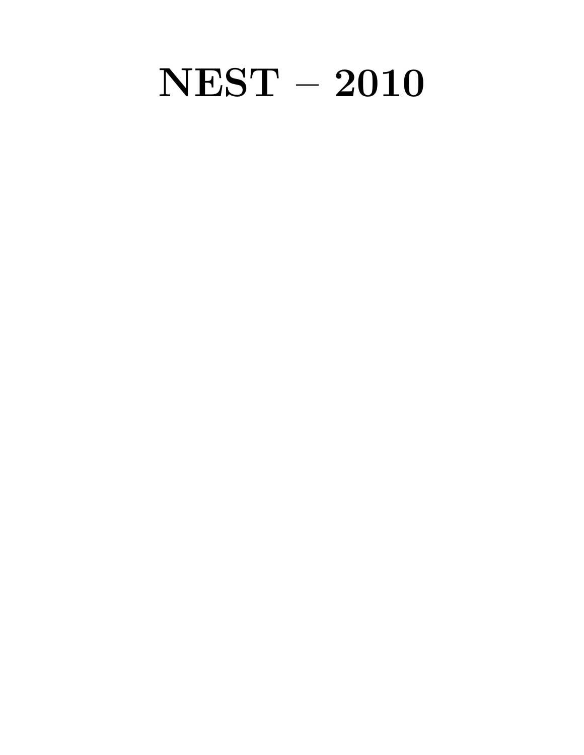# NEST – 2010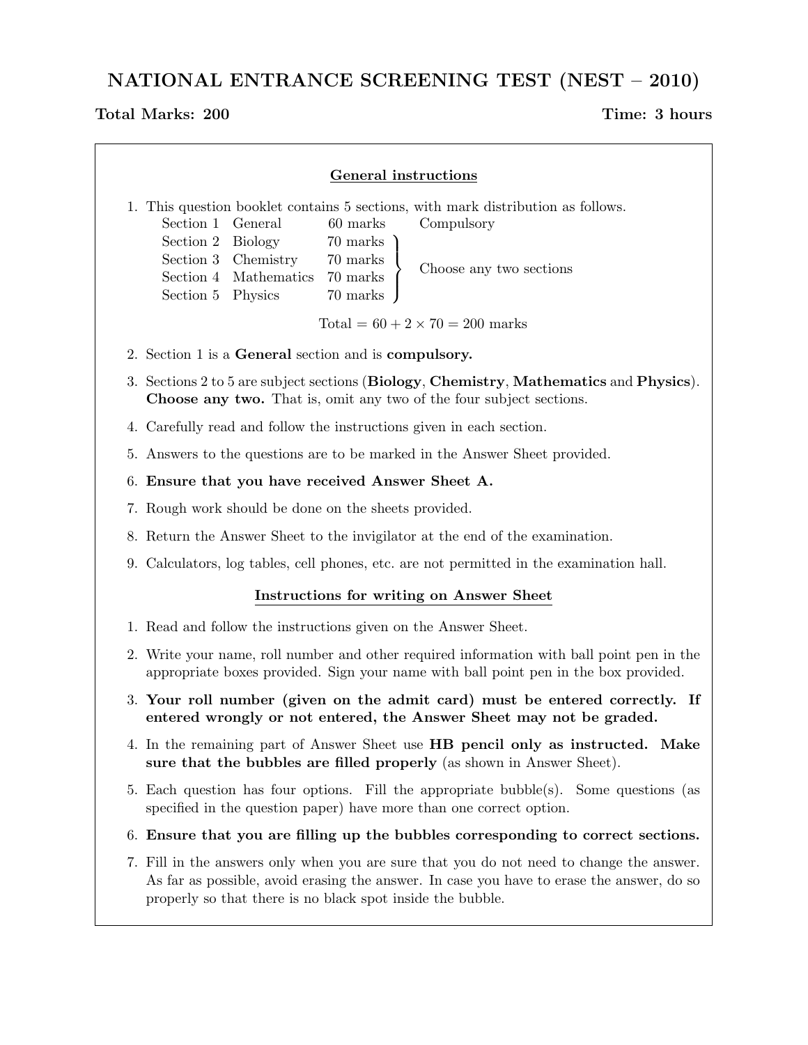# NATIONAL ENTRANCE SCREENING TEST (NEST – 2010)

**Total Marks: 200** **Time: 3 hours**

## General instructions

1. This question booklet contains 5 sections, with mark distribution as follows.

| | | | |
|---|---|---|---|
| Section 1 | General | 60 marks | Compulsory |
| Section 2 | Biology | 70 marks | Choose any two sections |
| Section 3 | Chemistry | 70 marks | |
| Section 4 | Mathematics | 70 marks | |
| Section 5 | Physics | 70 marks | |

$$\text{Total} = 60 + 2 \times 70 = 200 \text{ marks}$$

2. Section 1 is a **General** section and is **compulsory.**
3. Sections 2 to 5 are subject sections (**Biology**, **Chemistry**, **Mathematics** and **Physics**). **Choose any two.** That is, omit any two of the four subject sections.
4. Carefully read and follow the instructions given in each section.
5. Answers to the questions are to be marked in the Answer Sheet provided.
6. **Ensure that you have received Answer Sheet A.**
7. Rough work should be done on the sheets provided.
8. Return the Answer Sheet to the invigilator at the end of the examination.
9. Calculators, log tables, cell phones, etc. are not permitted in the examination hall.

## Instructions for writing on Answer Sheet

1. Read and follow the instructions given on the Answer Sheet.
2. Write your name, roll number and other required information with ball point pen in the appropriate boxes provided. Sign your name with ball point pen in the box provided.
3. **Your roll number (given on the admit card) must be entered correctly. If entered wrongly or not entered, the Answer Sheet may not be graded.**
4. In the remaining part of Answer Sheet use **HB pencil only as instructed. Make sure that the bubbles are filled properly** (as shown in Answer Sheet).
5. Each question has four options. Fill the appropriate bubble(s). Some questions (as specified in the question paper) have more than one correct option.
6. **Ensure that you are filling up the bubbles corresponding to correct sections.**
7. Fill in the answers only when you are sure that you do not need to change the answer. As far as possible, avoid erasing the answer. In case you have to erase the answer, do so properly so that there is no black spot inside the bubble.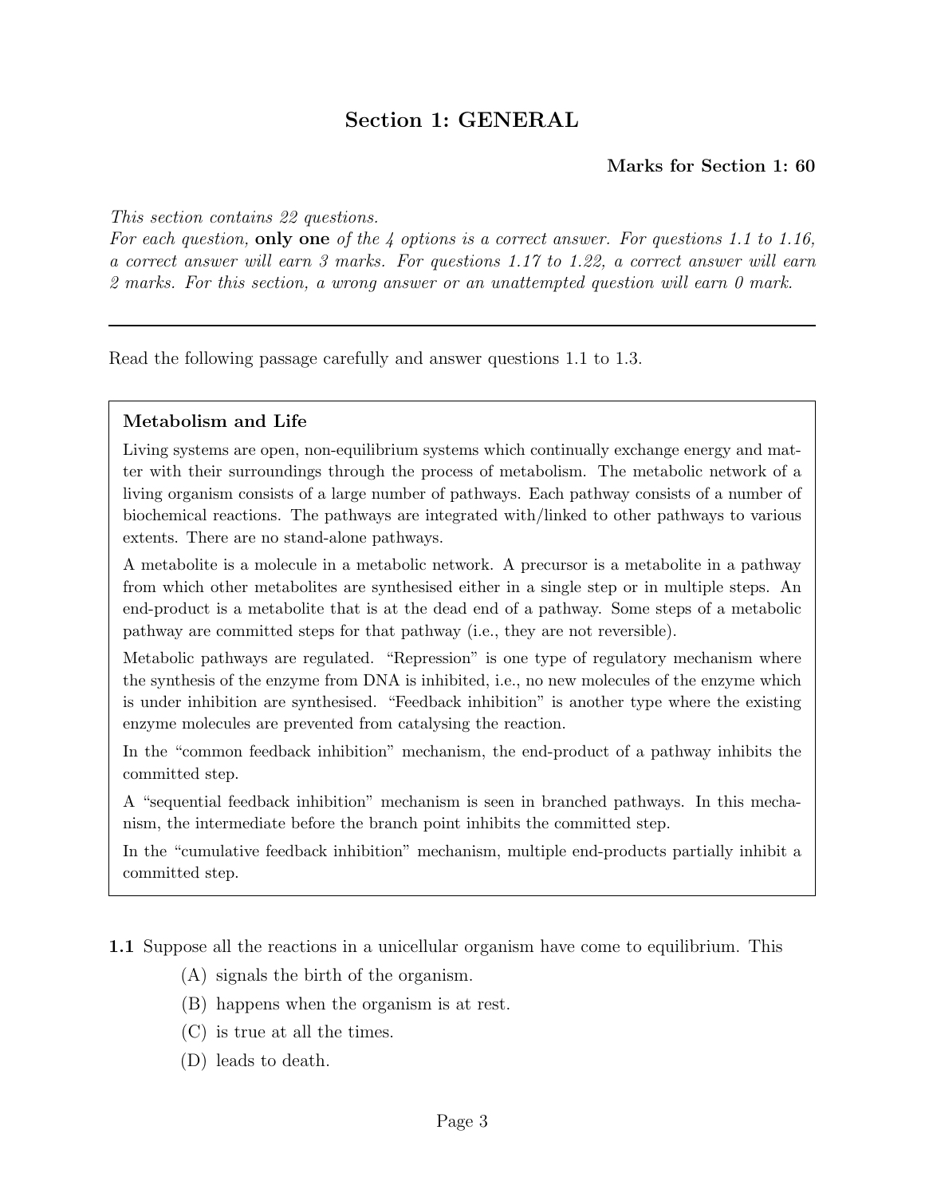## Section 1: GENERAL

**Marks for Section 1: 60**

*This section contains 22 questions.*
*For each question,* **only one** *of the 4 options is a correct answer. For questions 1.1 to 1.16, a correct answer will earn 3 marks. For questions 1.17 to 1.22, a correct answer will earn 2 marks. For this section, a wrong answer or an unattempted question will earn 0 mark.*

---

Read the following passage carefully and answer questions 1.1 to 1.3.

> **Metabolism and Life**
>
> Living systems are open, non-equilibrium systems which continually exchange energy and matter with their surroundings through the process of metabolism. The metabolic network of a living organism consists of a large number of pathways. Each pathway consists of a number of biochemical reactions. The pathways are integrated with/linked to other pathways to various extents. There are no stand-alone pathways.
>
> A metabolite is a molecule in a metabolic network. A precursor is a metabolite in a pathway from which other metabolites are synthesised either in a single step or in multiple steps. An end-product is a metabolite that is at the dead end of a pathway. Some steps of a metabolic pathway are committed steps for that pathway (i.e., they are not reversible).
>
> Metabolic pathways are regulated. "Repression" is one type of regulatory mechanism where the synthesis of the enzyme from DNA is inhibited, i.e., no new molecules of the enzyme which is under inhibition are synthesised. "Feedback inhibition" is another type where the existing enzyme molecules are prevented from catalysing the reaction.
>
> In the "common feedback inhibition" mechanism, the end-product of a pathway inhibits the committed step.
>
> A "sequential feedback inhibition" mechanism is seen in branched pathways. In this mechanism, the intermediate before the branch point inhibits the committed step.
>
> In the "cumulative feedback inhibition" mechanism, multiple end-products partially inhibit a committed step.

**1.1** Suppose all the reactions in a unicellular organism have come to equilibrium. This

(A) signals the birth of the organism.

(B) happens when the organism is at rest.

(C) is true at all the times.

(D) leads to death.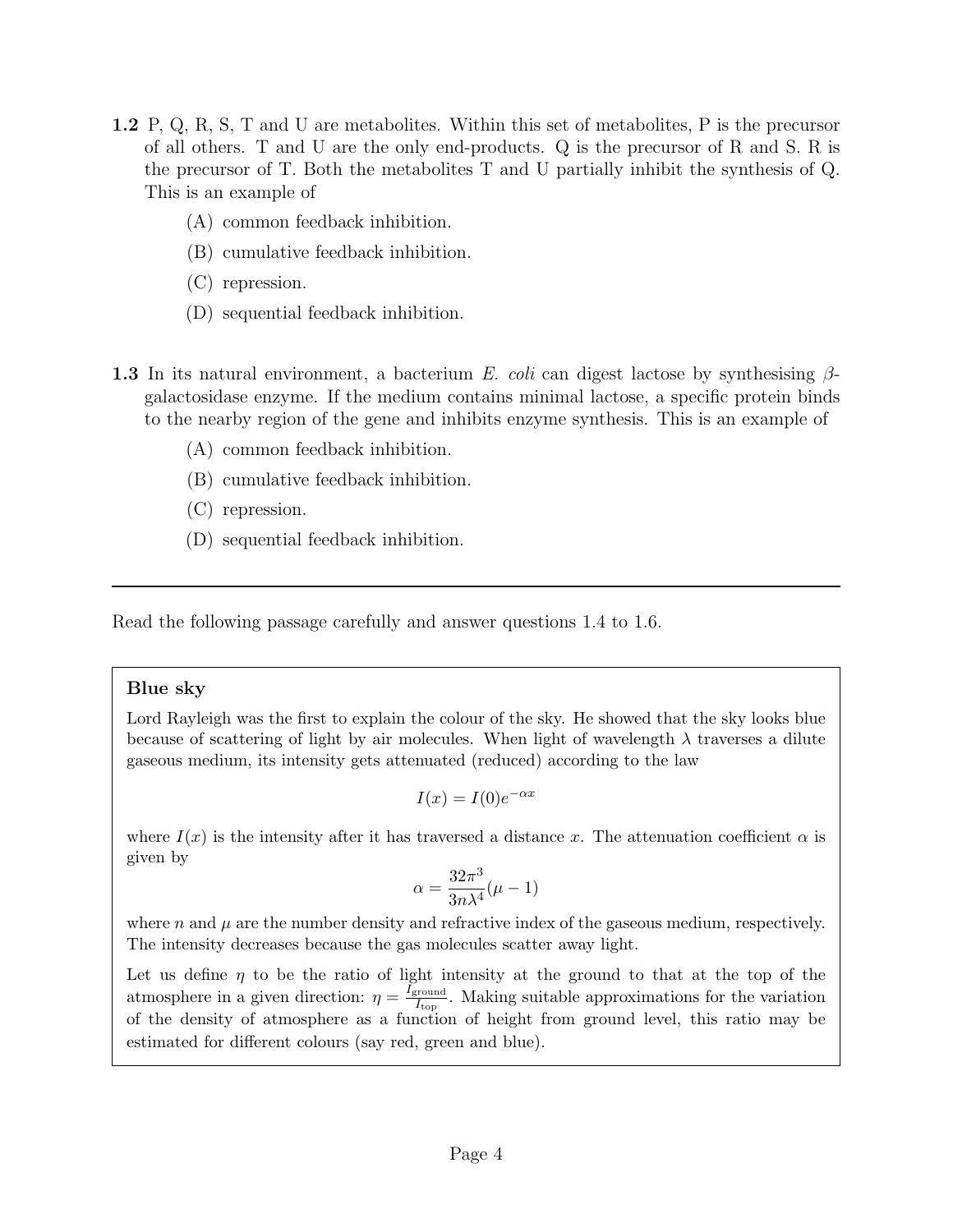**1.2** P, Q, R, S, T and U are metabolites. Within this set of metabolites, P is the precursor of all others. T and U are the only end-products. Q is the precursor of R and S. R is the precursor of T. Both the metabolites T and U partially inhibit the synthesis of Q. This is an example of

(A) common feedback inhibition.

(B) cumulative feedback inhibition.

(C) repression.

(D) sequential feedback inhibition.

**1.3** In its natural environment, a bacterium *E. coli* can digest lactose by synthesising $\beta$-galactosidase enzyme. If the medium contains minimal lactose, a specific protein binds to the nearby region of the gene and inhibits enzyme synthesis. This is an example of

(A) common feedback inhibition.

(B) cumulative feedback inhibition.

(C) repression.

(D) sequential feedback inhibition.

---

Read the following passage carefully and answer questions 1.4 to 1.6.

**Blue sky**

Lord Rayleigh was the first to explain the colour of the sky. He showed that the sky looks blue because of scattering of light by air molecules. When light of wavelength $\lambda$ traverses a dilute gaseous medium, its intensity gets attenuated (reduced) according to the law

$$I(x) = I(0)e^{-\alpha x}$$

where $I(x)$ is the intensity after it has traversed a distance $x$. The attenuation coefficient $\alpha$ is given by

$$\alpha = \frac{32\pi^3}{3n\lambda^4}(\mu - 1)$$

where $n$ and $\mu$ are the number density and refractive index of the gaseous medium, respectively. The intensity decreases because the gas molecules scatter away light.

Let us define $\eta$ to be the ratio of light intensity at the ground to that at the top of the atmosphere in a given direction: $\eta = \frac{I_{\text{ground}}}{I_{\text{top}}}$. Making suitable approximations for the variation of the density of atmosphere as a function of height from ground level, this ratio may be estimated for different colours (say red, green and blue).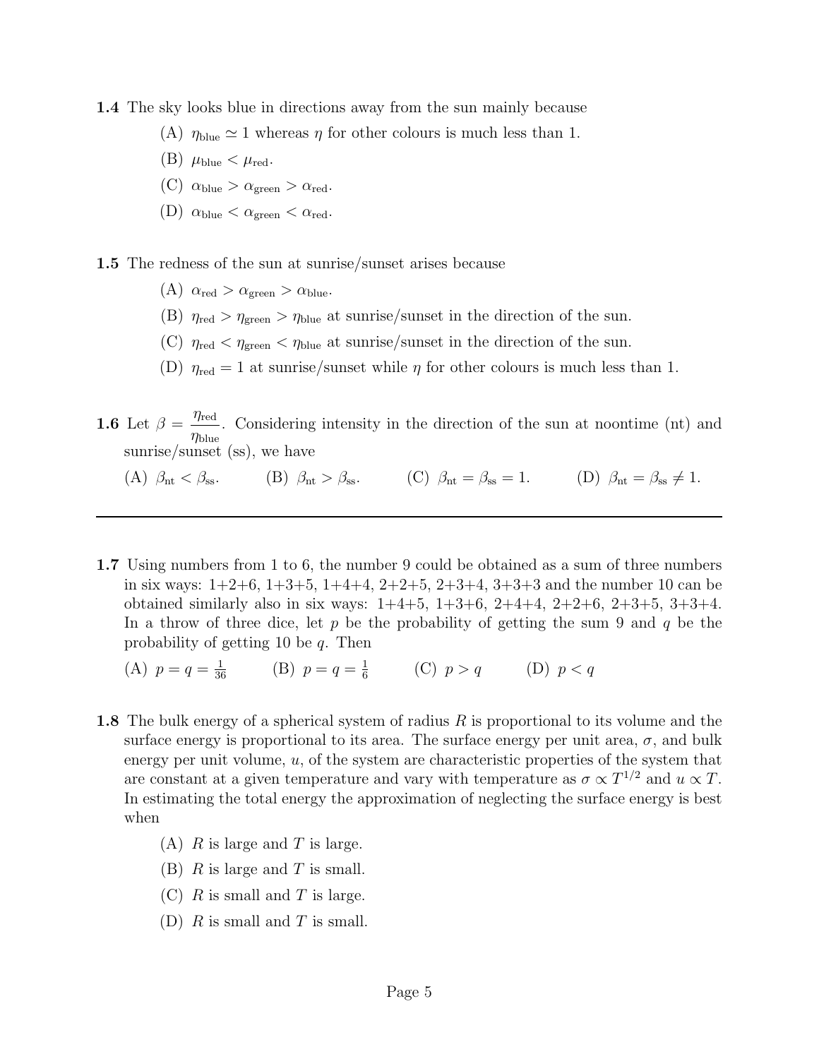**1.4** The sky looks blue in directions away from the sun mainly because

(A) $\eta_{\text{blue}} \simeq 1$ whereas $\eta$ for other colours is much less than 1.

(B) $\mu_{\text{blue}} < \mu_{\text{red}}$.

(C) $\alpha_{\text{blue}} > \alpha_{\text{green}} > \alpha_{\text{red}}$.

(D) $\alpha_{\text{blue}} < \alpha_{\text{green}} < \alpha_{\text{red}}$.

**1.5** The redness of the sun at sunrise/sunset arises because

(A) $\alpha_{\text{red}} > \alpha_{\text{green}} > \alpha_{\text{blue}}$.

(B) $\eta_{\text{red}} > \eta_{\text{green}} > \eta_{\text{blue}}$ at sunrise/sunset in the direction of the sun.

(C) $\eta_{\text{red}} < \eta_{\text{green}} < \eta_{\text{blue}}$ at sunrise/sunset in the direction of the sun.

(D) $\eta_{\text{red}} = 1$ at sunrise/sunset while $\eta$ for other colours is much less than 1.

**1.6** Let $\beta = \dfrac{\eta_{\text{red}}}{\eta_{\text{blue}}}$. Considering intensity in the direction of the sun at noontime (nt) and sunrise/sunset (ss), we have

(A) $\beta_{\text{nt}} < \beta_{\text{ss}}$. (B) $\beta_{\text{nt}} > \beta_{\text{ss}}$. (C) $\beta_{\text{nt}} = \beta_{\text{ss}} = 1$. (D) $\beta_{\text{nt}} = \beta_{\text{ss}} \neq 1$.

---

**1.7** Using numbers from 1 to 6, the number 9 could be obtained as a sum of three numbers in six ways: 1+2+6, 1+3+5, 1+4+4, 2+2+5, 2+3+4, 3+3+3 and the number 10 can be obtained similarly also in six ways: 1+4+5, 1+3+6, 2+4+4, 2+2+6, 2+3+5, 3+3+4. In a throw of three dice, let $p$ be the probability of getting the sum 9 and $q$ be the probability of getting 10 be $q$. Then

(A) $p = q = \frac{1}{36}$ (B) $p = q = \frac{1}{6}$ (C) $p > q$ (D) $p < q$

**1.8** The bulk energy of a spherical system of radius $R$ is proportional to its volume and the surface energy is proportional to its area. The surface energy per unit area, $\sigma$, and bulk energy per unit volume, $u$, of the system are characteristic properties of the system that are constant at a given temperature and vary with temperature as $\sigma \propto T^{1/2}$ and $u \propto T$. In estimating the total energy the approximation of neglecting the surface energy is best when

(A) $R$ is large and $T$ is large.

(B) $R$ is large and $T$ is small.

(C) $R$ is small and $T$ is large.

(D) $R$ is small and $T$ is small.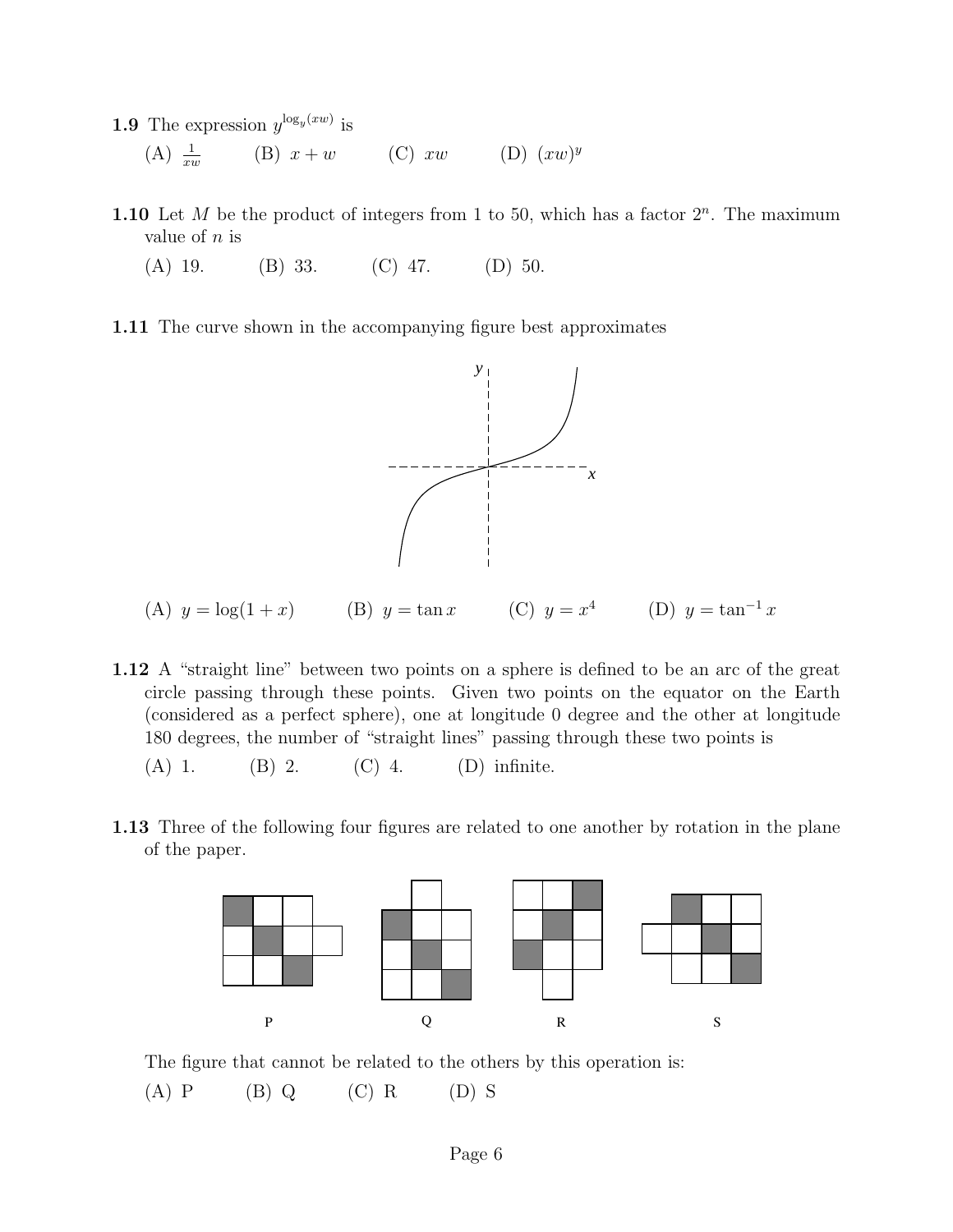**1.9** The expression $y^{\log_y(xw)}$ is

(A) $\frac{1}{xw}$ (B) $x + w$ (C) $xw$ (D) $(xw)^y$

**1.10** Let $M$ be the product of integers from 1 to 50, which has a factor $2^n$. The maximum value of $n$ is

(A) 19. (B) 33. (C) 47. (D) 50.

**1.11** The curve shown in the accompanying figure best approximates

(A) $y = \log(1 + x)$ (B) $y = \tan x$ (C) $y = x^4$ (D) $y = \tan^{-1} x$

**1.12** A "straight line" between two points on a sphere is defined to be an arc of the great circle passing through these points. Given two points on the equator on the Earth (considered as a perfect sphere), one at longitude 0 degree and the other at longitude 180 degrees, the number of "straight lines" passing through these two points is

(A) 1. (B) 2. (C) 4. (D) infinite.

**1.13** Three of the following four figures are related to one another by rotation in the plane of the paper.

P Q R S

The figure that cannot be related to the others by this operation is:

(A) P (B) Q (C) R (D) S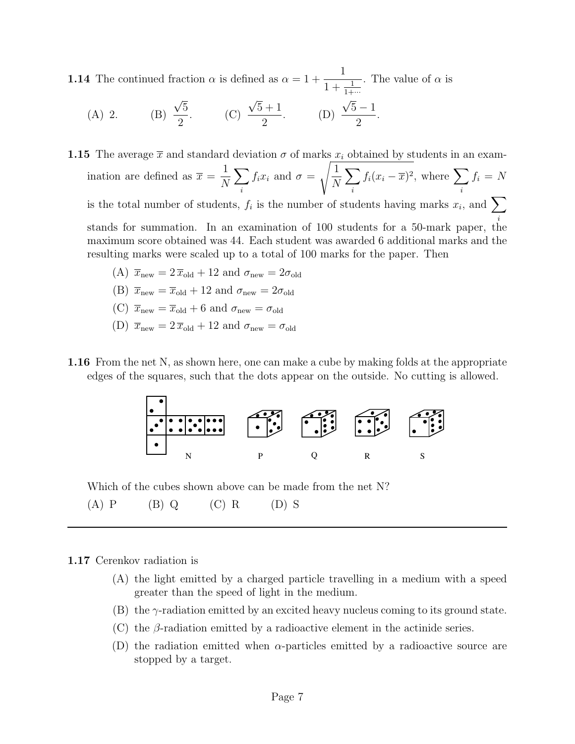**1.14** The continued fraction $\alpha$ is defined as $\alpha = 1 + \cfrac{1}{1 + \frac{1}{1+\cdots}}$. The value of $\alpha$ is

(A) 2. (B) $\frac{\sqrt{5}}{2}$. (C) $\frac{\sqrt{5}+1}{2}$. (D) $\frac{\sqrt{5}-1}{2}$.

**1.15** The average $\overline{x}$ and standard deviation $\sigma$ of marks $x_i$ obtained by students in an examination are defined as $\overline{x} = \frac{1}{N}\sum_i f_i x_i$ and $\sigma = \sqrt{\frac{1}{N}\sum_i f_i (x_i - \overline{x})^2}$, where $\sum_i f_i = N$ is the total number of students, $f_i$ is the number of students having marks $x_i$, and $\sum_i$ stands for summation. In an examination of 100 students for a 50-mark paper, the maximum score obtained was 44. Each student was awarded 6 additional marks and the resulting marks were scaled up to a total of 100 marks for the paper. Then

(A) $\overline{x}_{\text{new}} = 2\,\overline{x}_{\text{old}} + 12$ and $\sigma_{\text{new}} = 2\sigma_{\text{old}}$

(B) $\overline{x}_{\text{new}} = \overline{x}_{\text{old}} + 12$ and $\sigma_{\text{new}} = 2\sigma_{\text{old}}$

(C) $\overline{x}_{\text{new}} = \overline{x}_{\text{old}} + 6$ and $\sigma_{\text{new}} = \sigma_{\text{old}}$

(D) $\overline{x}_{\text{new}} = 2\,\overline{x}_{\text{old}} + 12$ and $\sigma_{\text{new}} = \sigma_{\text{old}}$

**1.16** From the net N, as shown here, one can make a cube by making folds at the appropriate edges of the squares, such that the dots appear on the outside. No cutting is allowed.

N P Q R S

Which of the cubes shown above can be made from the net N?

(A) P (B) Q (C) R (D) S

---

**1.17** Cerenkov radiation is

(A) the light emitted by a charged particle travelling in a medium with a speed greater than the speed of light in the medium.

(B) the $\gamma$-radiation emitted by an excited heavy nucleus coming to its ground state.

(C) the $\beta$-radiation emitted by a radioactive element in the actinide series.

(D) the radiation emitted when $\alpha$-particles emitted by a radioactive source are stopped by a target.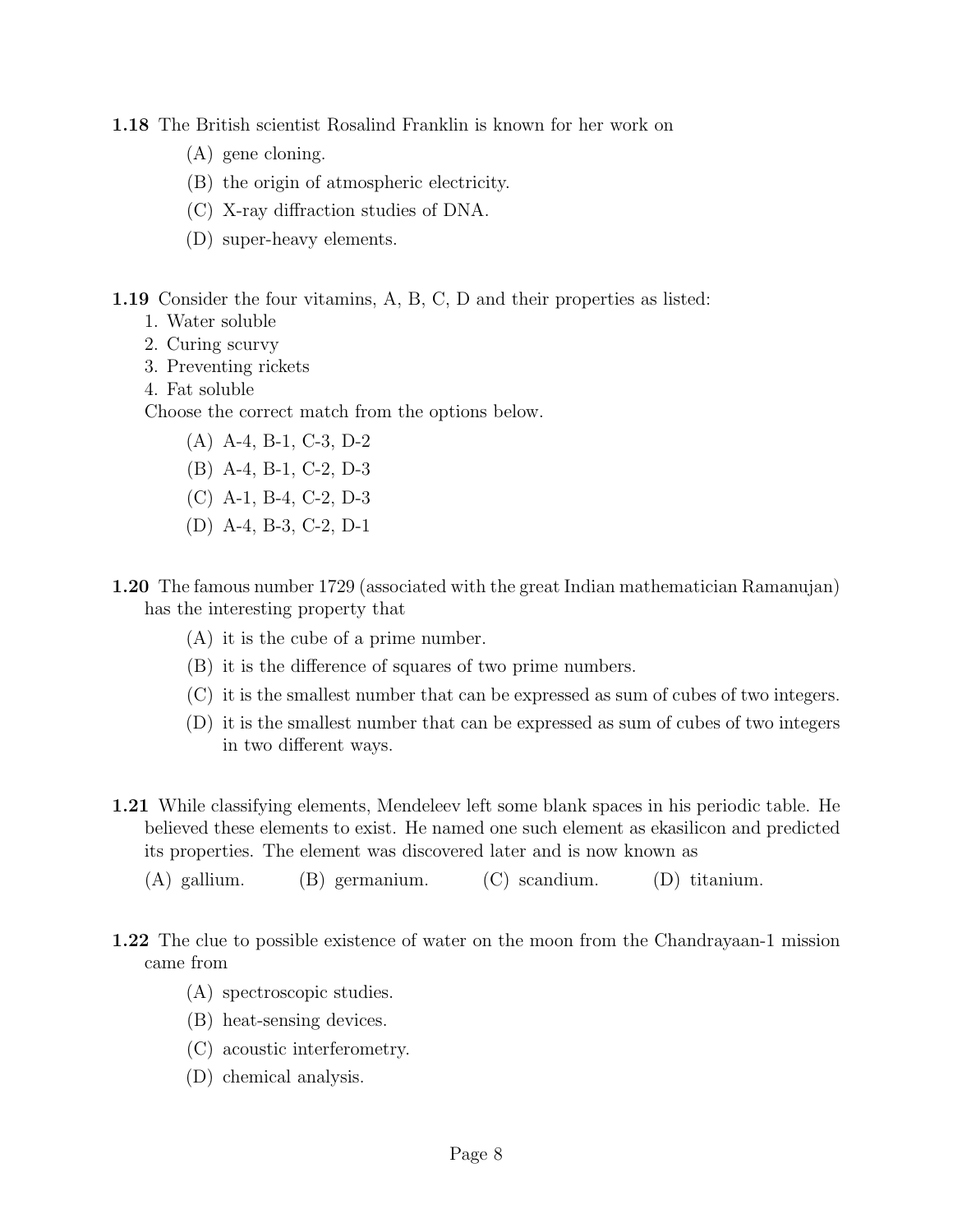**1.18** The British scientist Rosalind Franklin is known for her work on

- (A) gene cloning.
- (B) the origin of atmospheric electricity.
- (C) X-ray diffraction studies of DNA.
- (D) super-heavy elements.

**1.19** Consider the four vitamins, A, B, C, D and their properties as listed:

1. Water soluble
2. Curing scurvy
3. Preventing rickets
4. Fat soluble

Choose the correct match from the options below.

- (A) A-4, B-1, C-3, D-2
- (B) A-4, B-1, C-2, D-3
- (C) A-1, B-4, C-2, D-3
- (D) A-4, B-3, C-2, D-1

**1.20** The famous number 1729 (associated with the great Indian mathematician Ramanujan) has the interesting property that

- (A) it is the cube of a prime number.
- (B) it is the difference of squares of two prime numbers.
- (C) it is the smallest number that can be expressed as sum of cubes of two integers.
- (D) it is the smallest number that can be expressed as sum of cubes of two integers in two different ways.

**1.21** While classifying elements, Mendeleev left some blank spaces in his periodic table. He believed these elements to exist. He named one such element as ekasilicon and predicted its properties. The element was discovered later and is now known as

(A) gallium. (B) germanium. (C) scandium. (D) titanium.

**1.22** The clue to possible existence of water on the moon from the Chandrayaan-1 mission came from

- (A) spectroscopic studies.
- (B) heat-sensing devices.
- (C) acoustic interferometry.
- (D) chemical analysis.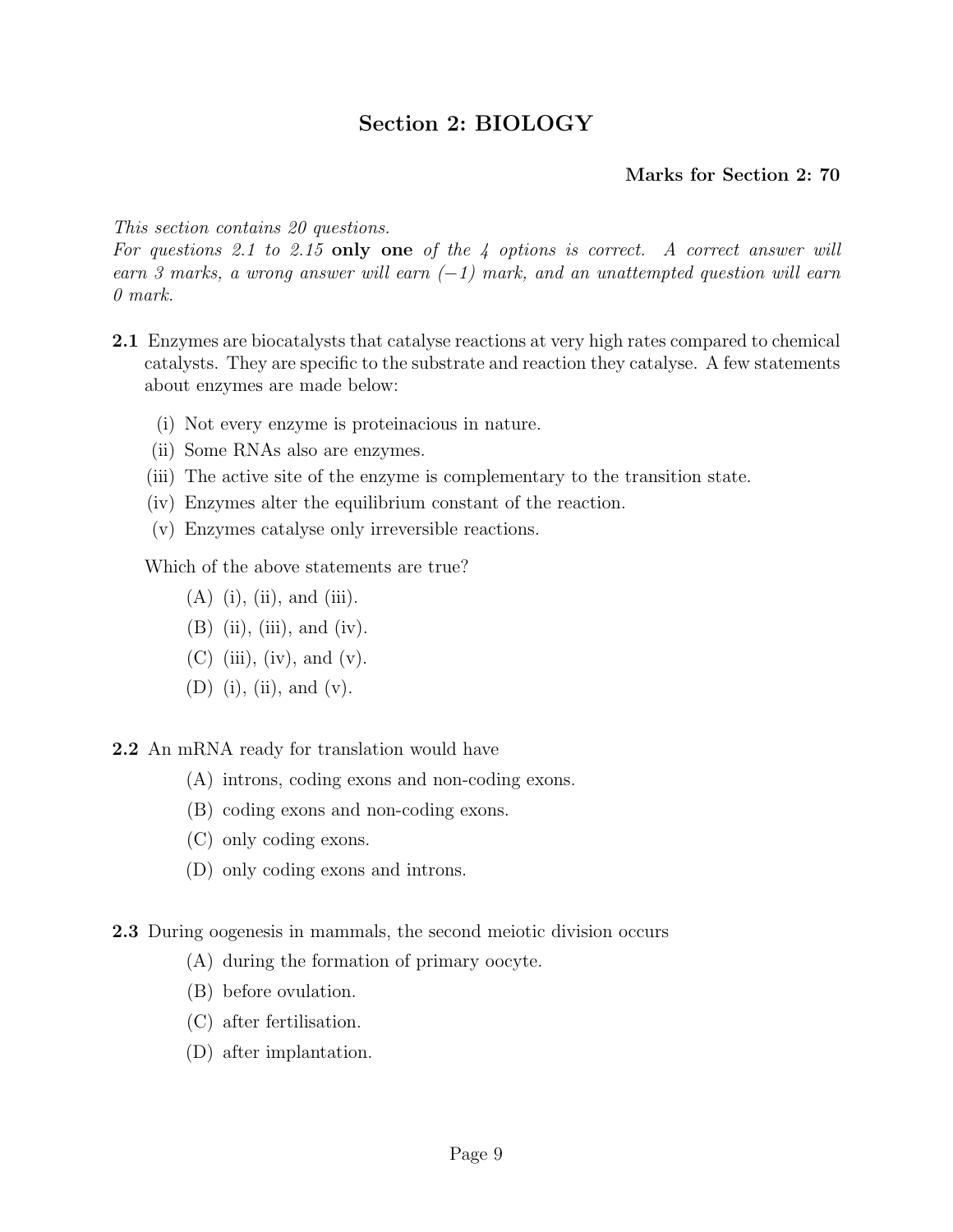# Section 2: BIOLOGY

**Marks for Section 2: 70**

*This section contains 20 questions.*
*For questions 2.1 to 2.15* **only one** *of the 4 options is correct. A correct answer will earn 3 marks, a wrong answer will earn $(-1)$ mark, and an unattempted question will earn 0 mark.*

**2.1** Enzymes are biocatalysts that catalyse reactions at very high rates compared to chemical catalysts. They are specific to the substrate and reaction they catalyse. A few statements about enzymes are made below:

- (i) Not every enzyme is proteinacious in nature.
- (ii) Some RNAs also are enzymes.
- (iii) The active site of the enzyme is complementary to the transition state.
- (iv) Enzymes alter the equilibrium constant of the reaction.
- (v) Enzymes catalyse only irreversible reactions.

Which of the above statements are true?

- (A) (i), (ii), and (iii).
- (B) (ii), (iii), and (iv).
- (C) (iii), (iv), and (v).
- (D) (i), (ii), and (v).

**2.2** An mRNA ready for translation would have

- (A) introns, coding exons and non-coding exons.
- (B) coding exons and non-coding exons.
- (C) only coding exons.
- (D) only coding exons and introns.

**2.3** During oogenesis in mammals, the second meiotic division occurs

- (A) during the formation of primary oocyte.
- (B) before ovulation.
- (C) after fertilisation.
- (D) after implantation.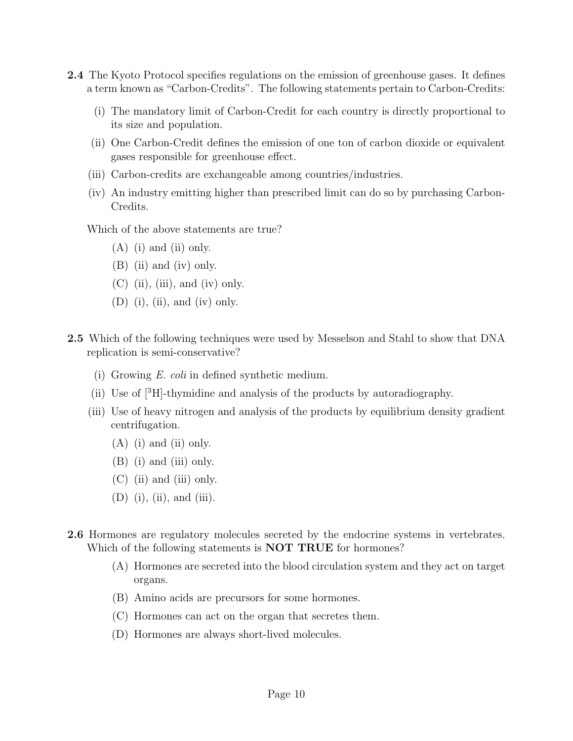**2.4** The Kyoto Protocol specifies regulations on the emission of greenhouse gases. It defines a term known as "Carbon-Credits". The following statements pertain to Carbon-Credits:

(i) The mandatory limit of Carbon-Credit for each country is directly proportional to its size and population.

(ii) One Carbon-Credit defines the emission of one ton of carbon dioxide or equivalent gases responsible for greenhouse effect.

(iii) Carbon-credits are exchangeable among countries/industries.

(iv) An industry emitting higher than prescribed limit can do so by purchasing Carbon-Credits.

Which of the above statements are true?

(A) (i) and (ii) only.

(B) (ii) and (iv) only.

(C) (ii), (iii), and (iv) only.

(D) (i), (ii), and (iv) only.

**2.5** Which of the following techniques were used by Messelson and Stahl to show that DNA replication is semi-conservative?

(i) Growing *E. coli* in defined synthetic medium.

(ii) Use of [$^3$H]-thymidine and analysis of the products by autoradiography.

(iii) Use of heavy nitrogen and analysis of the products by equilibrium density gradient centrifugation.

(A) (i) and (ii) only.

(B) (i) and (iii) only.

(C) (ii) and (iii) only.

(D) (i), (ii), and (iii).

**2.6** Hormones are regulatory molecules secreted by the endocrine systems in vertebrates. Which of the following statements is **NOT TRUE** for hormones?

(A) Hormones are secreted into the blood circulation system and they act on target organs.

(B) Amino acids are precursors for some hormones.

(C) Hormones can act on the organ that secretes them.

(D) Hormones are always short-lived molecules.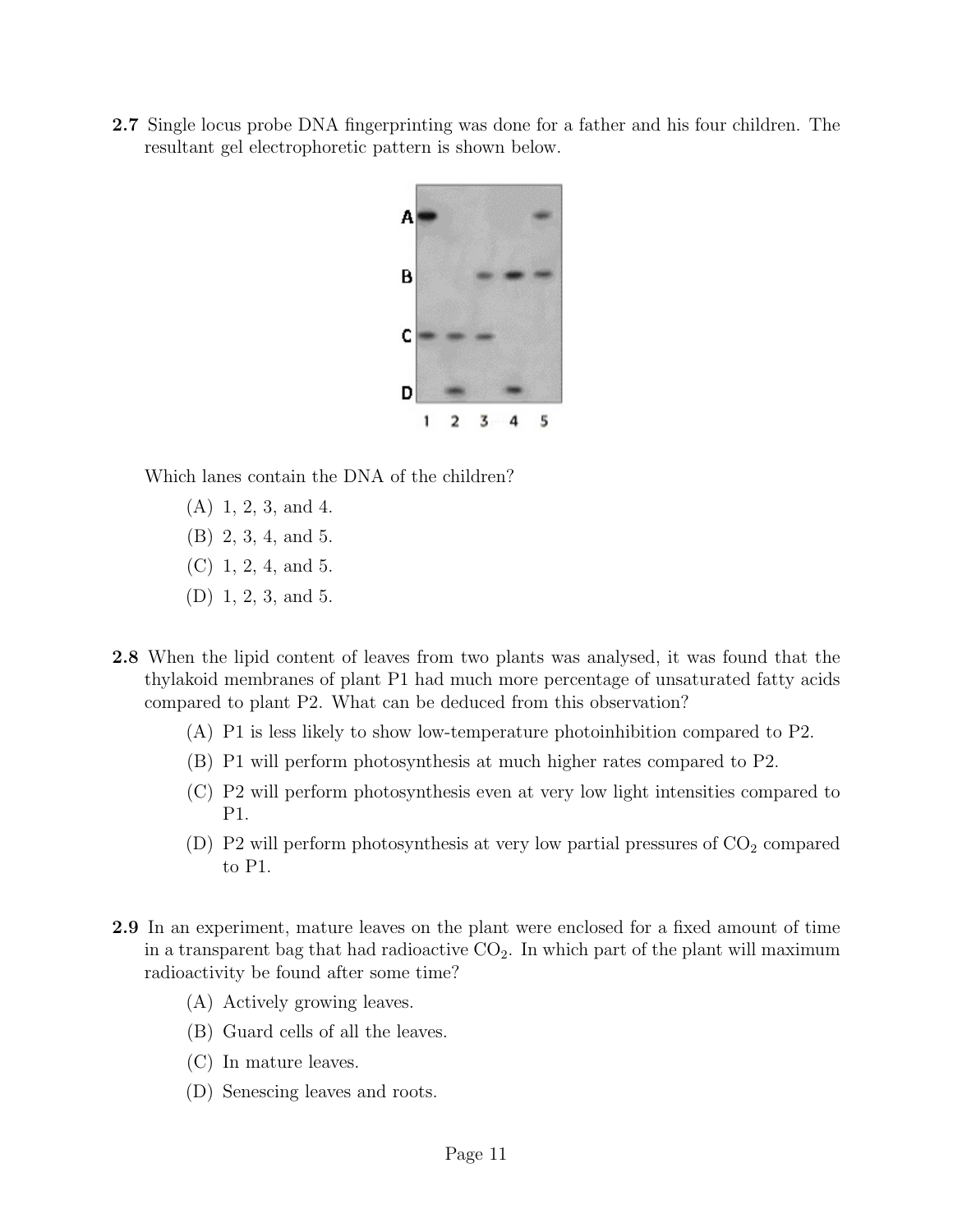**2.7** Single locus probe DNA fingerprinting was done for a father and his four children. The resultant gel electrophoretic pattern is shown below.

Which lanes contain the DNA of the children?

(A) 1, 2, 3, and 4.

(B) 2, 3, 4, and 5.

(C) 1, 2, 4, and 5.

(D) 1, 2, 3, and 5.

**2.8** When the lipid content of leaves from two plants was analysed, it was found that the thylakoid membranes of plant P1 had much more percentage of unsaturated fatty acids compared to plant P2. What can be deduced from this observation?

(A) P1 is less likely to show low-temperature photoinhibition compared to P2.

(B) P1 will perform photosynthesis at much higher rates compared to P2.

(C) P2 will perform photosynthesis even at very low light intensities compared to P1.

(D) P2 will perform photosynthesis at very low partial pressures of $CO_2$ compared to P1.

**2.9** In an experiment, mature leaves on the plant were enclosed for a fixed amount of time in a transparent bag that had radioactive $CO_2$. In which part of the plant will maximum radioactivity be found after some time?

(A) Actively growing leaves.

(B) Guard cells of all the leaves.

(C) In mature leaves.

(D) Senescing leaves and roots.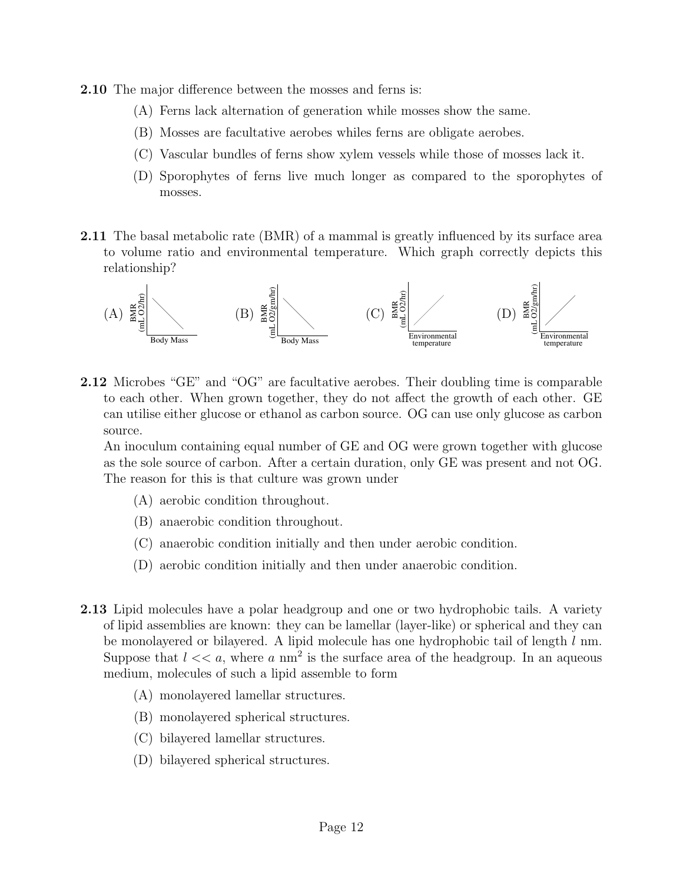**2.10** The major difference between the mosses and ferns is:

(A) Ferns lack alternation of generation while mosses show the same.

(B) Mosses are facultative aerobes whiles ferns are obligate aerobes.

(C) Vascular bundles of ferns show xylem vessels while those of mosses lack it.

(D) Sporophytes of ferns live much longer as compared to the sporophytes of mosses.

**2.11** The basal metabolic rate (BMR) of a mammal is greatly influenced by its surface area to volume ratio and environmental temperature. Which graph correctly depicts this relationship?

(A) BMR (mL O2/hr) vs Body Mass

(B) BMR (mL O2/gm/hr) vs Body Mass

(C) BMR (mL O2/hr) vs Environmental temperature

(D) BMR (mL O2/gm/hr) vs Environmental temperature

**2.12** Microbes "GE" and "OG" are facultative aerobes. Their doubling time is comparable to each other. When grown together, they do not affect the growth of each other. GE can utilise either glucose or ethanol as carbon source. OG can use only glucose as carbon source.
An inoculum containing equal number of GE and OG were grown together with glucose as the sole source of carbon. After a certain duration, only GE was present and not OG. The reason for this is that culture was grown under

(A) aerobic condition throughout.

(B) anaerobic condition throughout.

(C) anaerobic condition initially and then under aerobic condition.

(D) aerobic condition initially and then under anaerobic condition.

**2.13** Lipid molecules have a polar headgroup and one or two hydrophobic tails. A variety of lipid assemblies are known: they can be lamellar (layer-like) or spherical and they can be monolayered or bilayered. A lipid molecule has one hydrophobic tail of length $l$ nm. Suppose that $l << a$, where $a$ nm$^2$ is the surface area of the headgroup. In an aqueous medium, molecules of such a lipid assemble to form

(A) monolayered lamellar structures.

(B) monolayered spherical structures.

(C) bilayered lamellar structures.

(D) bilayered spherical structures.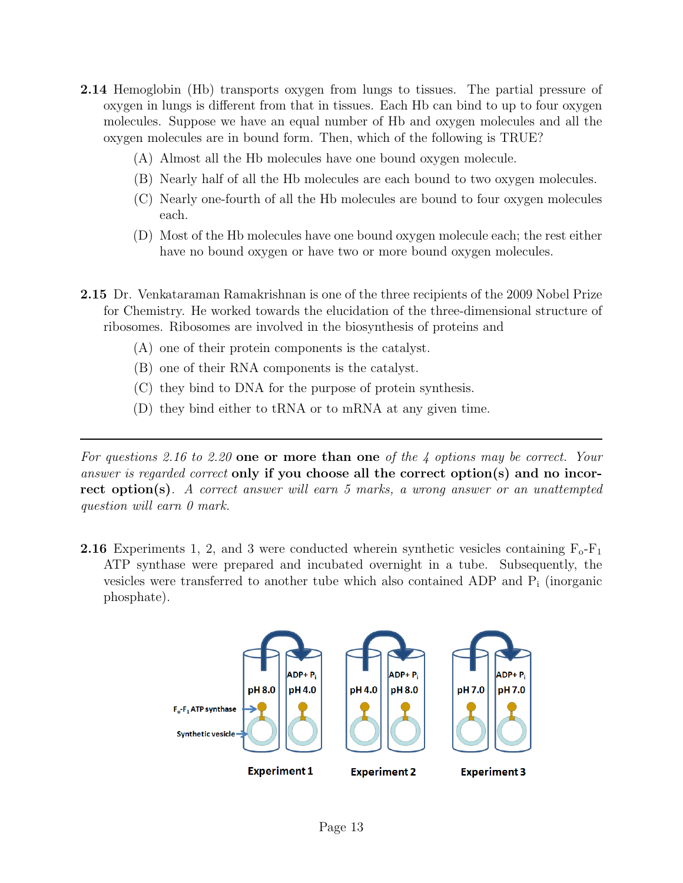**2.14** Hemoglobin (Hb) transports oxygen from lungs to tissues. The partial pressure of oxygen in lungs is different from that in tissues. Each Hb can bind to up to four oxygen molecules. Suppose we have an equal number of Hb and oxygen molecules and all the oxygen molecules are in bound form. Then, which of the following is TRUE?

(A) Almost all the Hb molecules have one bound oxygen molecule.

(B) Nearly half of all the Hb molecules are each bound to two oxygen molecules.

(C) Nearly one-fourth of all the Hb molecules are bound to four oxygen molecules each.

(D) Most of the Hb molecules have one bound oxygen molecule each; the rest either have no bound oxygen or have two or more bound oxygen molecules.

**2.15** Dr. Venkataraman Ramakrishnan is one of the three recipients of the 2009 Nobel Prize for Chemistry. He worked towards the elucidation of the three-dimensional structure of ribosomes. Ribosomes are involved in the biosynthesis of proteins and

(A) one of their protein components is the catalyst.

(B) one of their RNA components is the catalyst.

(C) they bind to DNA for the purpose of protein synthesis.

(D) they bind either to tRNA or to mRNA at any given time.

---

*For questions 2.16 to 2.20* **one or more than one** *of the 4 options may be correct. Your answer is regarded correct* **only if you choose all the correct option(s) and no incorrect option(s)**. *A correct answer will earn 5 marks, a wrong answer or an unattempted question will earn 0 mark.*

**2.16** Experiments 1, 2, and 3 were conducted wherein synthetic vesicles containing $F_o$-$F_1$ ATP synthase were prepared and incubated overnight in a tube. Subsequently, the vesicles were transferred to another tube which also contained ADP and $P_i$ (inorganic phosphate).

$F_o$-$F_1$ ATP synthase

Synthetic vesicle

| | First tube | Second tube |
|---|---|---|
| Experiment 1 | pH 8.0 | ADP+ $P_i$, pH 4.0 |
| Experiment 2 | pH 4.0 | ADP+ $P_i$, pH 8.0 |
| Experiment 3 | pH 7.0 | ADP+ $P_i$, pH 7.0 |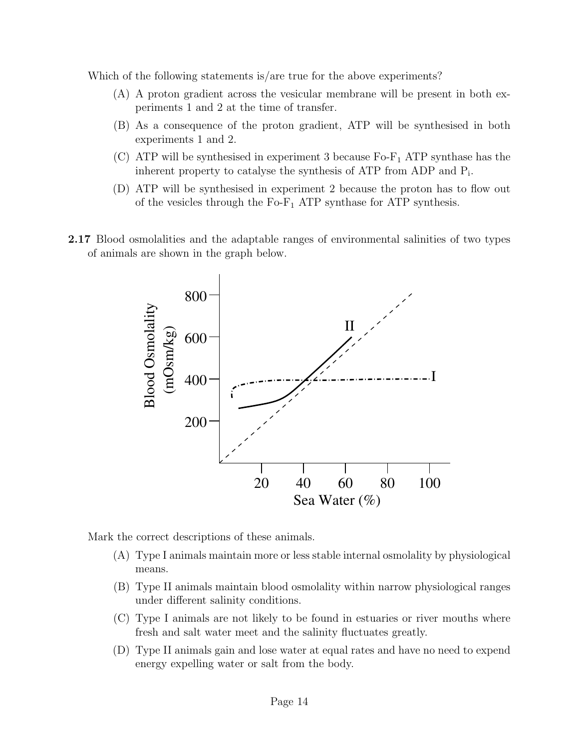Which of the following statements is/are true for the above experiments?

(A) A proton gradient across the vesicular membrane will be present in both experiments 1 and 2 at the time of transfer.

(B) As a consequence of the proton gradient, ATP will be synthesised in both experiments 1 and 2.

(C) ATP will be synthesised in experiment 3 because Fo-$F_1$ ATP synthase has the inherent property to catalyse the synthesis of ATP from ADP and $P_i$.

(D) ATP will be synthesised in experiment 2 because the proton has to flow out of the vesicles through the Fo-$F_1$ ATP synthase for ATP synthesis.

**2.17** Blood osmolalities and the adaptable ranges of environmental salinities of two types of animals are shown in the graph below.

Mark the correct descriptions of these animals.

(A) Type I animals maintain more or less stable internal osmolality by physiological means.

(B) Type II animals maintain blood osmolality within narrow physiological ranges under different salinity conditions.

(C) Type I animals are not likely to be found in estuaries or river mouths where fresh and salt water meet and the salinity fluctuates greatly.

(D) Type II animals gain and lose water at equal rates and have no need to expend energy expelling water or salt from the body.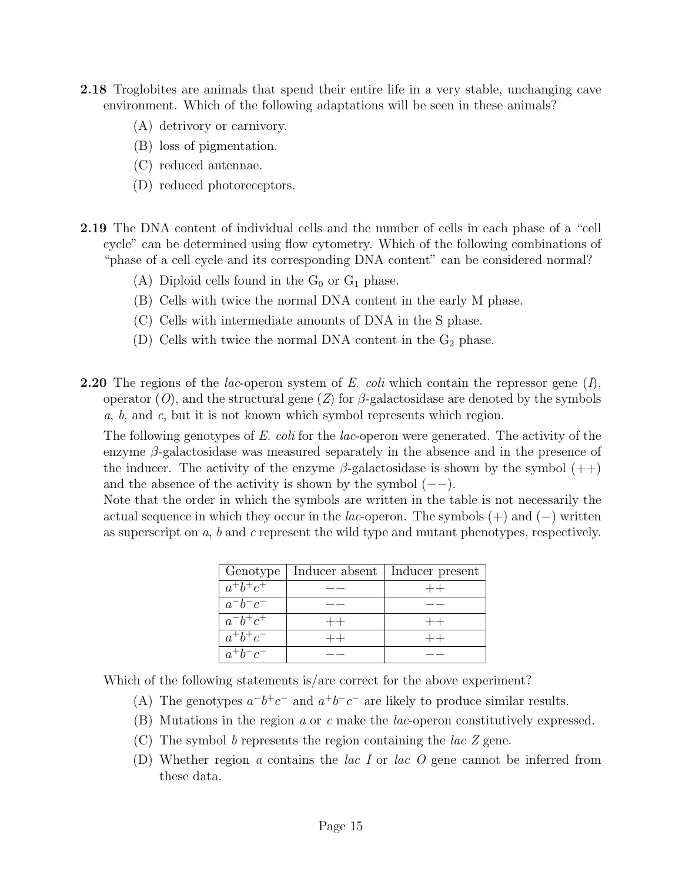**2.18** Troglobites are animals that spend their entire life in a very stable, unchanging cave environment. Which of the following adaptations will be seen in these animals?

(A) detrivory or carnivory.

(B) loss of pigmentation.

(C) reduced antennae.

(D) reduced photoreceptors.

**2.19** The DNA content of individual cells and the number of cells in each phase of a "cell cycle" can be determined using flow cytometry. Which of the following combinations of "phase of a cell cycle and its corresponding DNA content" can be considered normal?

(A) Diploid cells found in the $G_0$ or $G_1$ phase.

(B) Cells with twice the normal DNA content in the early M phase.

(C) Cells with intermediate amounts of DNA in the S phase.

(D) Cells with twice the normal DNA content in the $G_2$ phase.

**2.20** The regions of the *lac*-operon system of *E. coli* which contain the repressor gene (*I*), operator (*O*), and the structural gene (*Z*) for β-galactosidase are denoted by the symbols *a*, *b*, and *c*, but it is not known which symbol represents which region.

The following genotypes of *E. coli* for the *lac*-operon were generated. The activity of the enzyme β-galactosidase was measured separately in the absence and in the presence of the inducer. The activity of the enzyme β-galactosidase is shown by the symbol (++) and the absence of the activity is shown by the symbol (−−).
Note that the order in which the symbols are written in the table is not necessarily the actual sequence in which they occur in the *lac*-operon. The symbols (+) and (−) written as superscript on *a*, *b* and *c* represent the wild type and mutant phenotypes, respectively.

| Genotype | Inducer absent | Inducer present |
|---|---|---|
| $a^+b^+c^+$ | −− | ++ |
| $a^-b^-c^-$ | −− | −− |
| $a^-b^+c^+$ | ++ | ++ |
| $a^+b^+c^-$ | ++ | ++ |
| $a^+b^-c^-$ | −− | −− |

Which of the following statements is/are correct for the above experiment?

(A) The genotypes $a^-b^+c^-$ and $a^+b^-c^-$ are likely to produce similar results.

(B) Mutations in the region *a* or *c* make the *lac*-operon constitutively expressed.

(C) The symbol *b* represents the region containing the *lac Z* gene.

(D) Whether region *a* contains the *lac I* or *lac O* gene cannot be inferred from these data.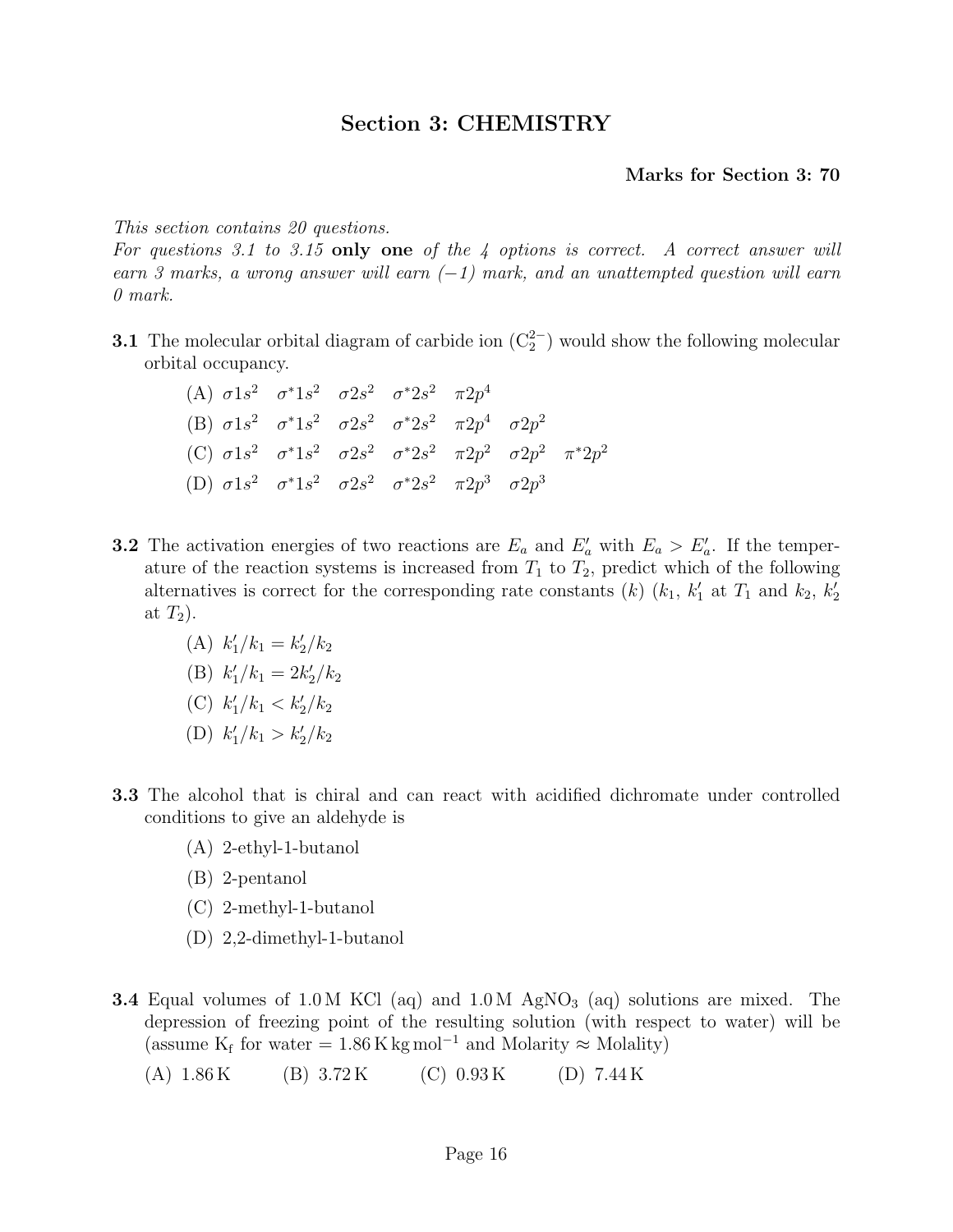## Section 3: CHEMISTRY

**Marks for Section 3: 70**

*This section contains 20 questions.*
*For questions 3.1 to 3.15* **only one** *of the 4 options is correct. A correct answer will earn 3 marks, a wrong answer will earn (−1) mark, and an unattempted question will earn 0 mark.*

**3.1** The molecular orbital diagram of carbide ion ($C_2^{2-}$) would show the following molecular orbital occupancy.

(A) $\sigma 1s^2 \quad \sigma^* 1s^2 \quad \sigma 2s^2 \quad \sigma^* 2s^2 \quad \pi 2p^4$

(B) $\sigma 1s^2 \quad \sigma^* 1s^2 \quad \sigma 2s^2 \quad \sigma^* 2s^2 \quad \pi 2p^4 \quad \sigma 2p^2$

(C) $\sigma 1s^2 \quad \sigma^* 1s^2 \quad \sigma 2s^2 \quad \sigma^* 2s^2 \quad \pi 2p^2 \quad \sigma 2p^2 \quad \pi^* 2p^2$

(D) $\sigma 1s^2 \quad \sigma^* 1s^2 \quad \sigma 2s^2 \quad \sigma^* 2s^2 \quad \pi 2p^3 \quad \sigma 2p^3$

**3.2** The activation energies of two reactions are $E_a$ and $E_a'$ with $E_a > E_a'$. If the temperature of the reaction systems is increased from $T_1$ to $T_2$, predict which of the following alternatives is correct for the corresponding rate constants ($k$) ($k_1$, $k_1'$ at $T_1$ and $k_2$, $k_2'$ at $T_2$).

(A) $k_1'/k_1 = k_2'/k_2$

(B) $k_1'/k_1 = 2k_2'/k_2$

(C) $k_1'/k_1 < k_2'/k_2$

(D) $k_1'/k_1 > k_2'/k_2$

**3.3** The alcohol that is chiral and can react with acidified dichromate under controlled conditions to give an aldehyde is

(A) 2-ethyl-1-butanol

(B) 2-pentanol

(C) 2-methyl-1-butanol

(D) 2,2-dimethyl-1-butanol

**3.4** Equal volumes of 1.0 M KCl (aq) and 1.0 M $AgNO_3$ (aq) solutions are mixed. The depression of freezing point of the resulting solution (with respect to water) will be (assume $K_f$ for water = 1.86 K kg mol$^{-1}$ and Molarity ≈ Molality)

(A) 1.86 K (B) 3.72 K (C) 0.93 K (D) 7.44 K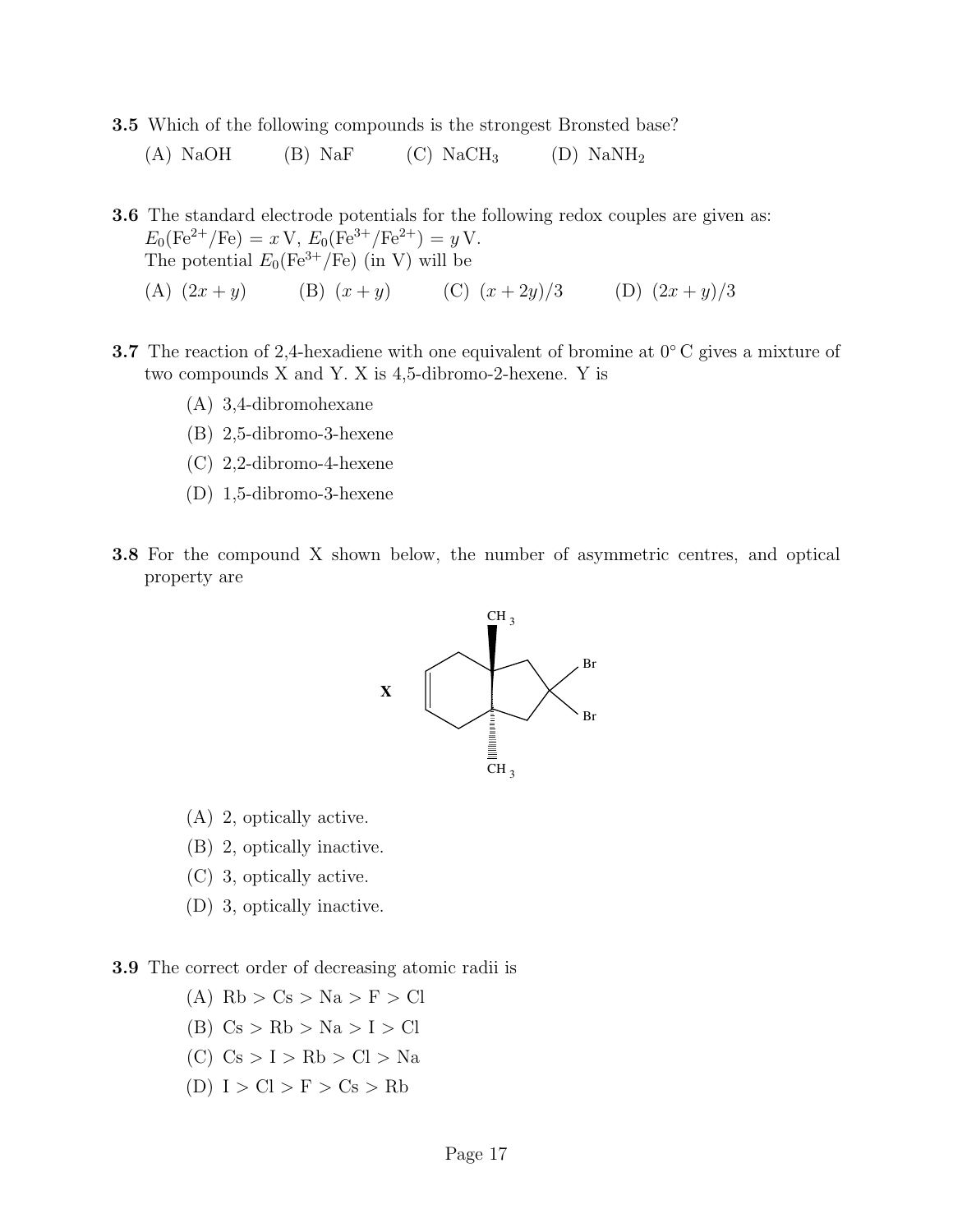**3.5** Which of the following compounds is the strongest Bronsted base?

(A) NaOH (B) NaF (C) $NaCH_3$ (D) $NaNH_2$

**3.6** The standard electrode potentials for the following redox couples are given as: $E_0(Fe^{2+}/Fe) = x\,V$, $E_0(Fe^{3+}/Fe^{2+}) = y\,V$.
The potential $E_0(Fe^{3+}/Fe)$ (in V) will be

(A) $(2x + y)$ (B) $(x + y)$ (C) $(x + 2y)/3$ (D) $(2x + y)/3$

**3.7** The reaction of 2,4-hexadiene with one equivalent of bromine at 0° C gives a mixture of two compounds X and Y. X is 4,5-dibromo-2-hexene. Y is

(A) 3,4-dibromohexane
(B) 2,5-dibromo-3-hexene
(C) 2,2-dibromo-4-hexene
(D) 1,5-dibromo-3-hexene

**3.8** For the compound X shown below, the number of asymmetric centres, and optical property are

X

(A) 2, optically active.
(B) 2, optically inactive.
(C) 3, optically active.
(D) 3, optically inactive.

**3.9** The correct order of decreasing atomic radii is

(A) Rb > Cs > Na > F > Cl
(B) Cs > Rb > Na > I > Cl
(C) Cs > I > Rb > Cl > Na
(D) I > Cl > F > Cs > Rb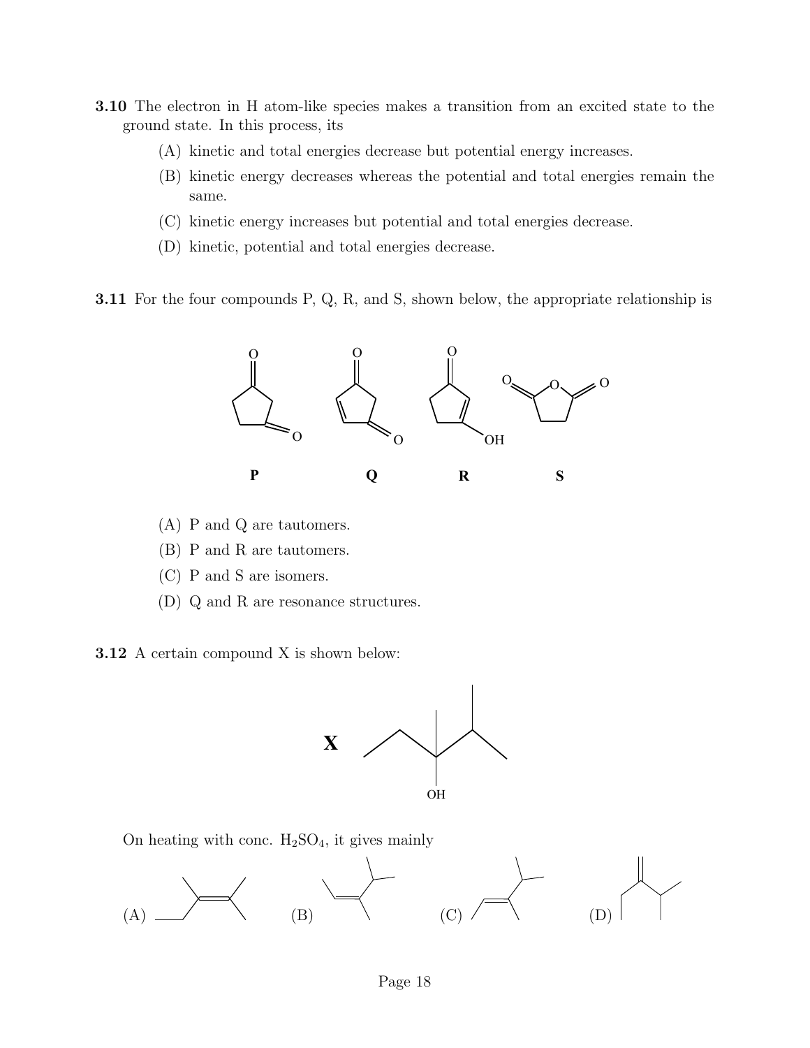**3.10** The electron in H atom-like species makes a transition from an excited state to the ground state. In this process, its

(A) kinetic and total energies decrease but potential energy increases.

(B) kinetic energy decreases whereas the potential and total energies remain the same.

(C) kinetic energy increases but potential and total energies decrease.

(D) kinetic, potential and total energies decrease.

**3.11** For the four compounds P, Q, R, and S, shown below, the appropriate relationship is

(A) P and Q are tautomers.

(B) P and R are tautomers.

(C) P and S are isomers.

(D) Q and R are resonance structures.

**3.12** A certain compound X is shown below:

On heating with conc. $H_2SO_4$, it gives mainly

(A) (B) (C) (D)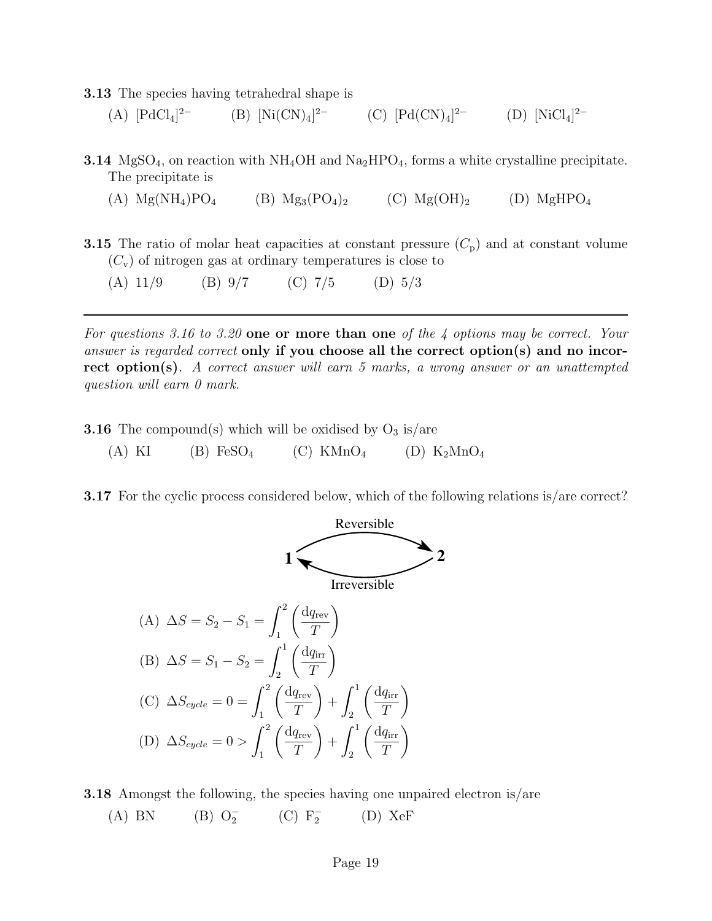**3.13** The species having tetrahedral shape is

(A) $[PdCl_4]^{2-}$ (B) $[Ni(CN)_4]^{2-}$ (C) $[Pd(CN)_4]^{2-}$ (D) $[NiCl_4]^{2-}$

**3.14** $MgSO_4$, on reaction with $NH_4OH$ and $Na_2HPO_4$, forms a white crystalline precipitate. The precipitate is

(A) $Mg(NH_4)PO_4$ (B) $Mg_3(PO_4)_2$ (C) $Mg(OH)_2$ (D) $MgHPO_4$

**3.15** The ratio of molar heat capacities at constant pressure ($C_p$) and at constant volume ($C_v$) of nitrogen gas at ordinary temperatures is close to

(A) 11/9 (B) 9/7 (C) 7/5 (D) 5/3

---

*For questions 3.16 to 3.20* **one or more than one** *of the 4 options may be correct. Your answer is regarded correct* **only if you choose all the correct option(s) and no incorrect option(s)**. *A correct answer will earn 5 marks, a wrong answer or an unattempted question will earn 0 mark.*

**3.16** The compound(s) which will be oxidised by $O_3$ is/are

(A) KI (B) $FeSO_4$ (C) $KMnO_4$ (D) $K_2MnO_4$

**3.17** For the cyclic process considered below, which of the following relations is/are correct?

1 → 2 (Reversible); 2 → 1 (Irreversible)

(A) $\Delta S = S_2 - S_1 = \int_1^2 \left(\frac{dq_{rev}}{T}\right)$

(B) $\Delta S = S_1 - S_2 = \int_2^1 \left(\frac{dq_{irr}}{T}\right)$

(C) $\Delta S_{cycle} = 0 = \int_1^2 \left(\frac{dq_{rev}}{T}\right) + \int_2^1 \left(\frac{dq_{irr}}{T}\right)$

(D) $\Delta S_{cycle} = 0 > \int_1^2 \left(\frac{dq_{rev}}{T}\right) + \int_2^1 \left(\frac{dq_{irr}}{T}\right)$

**3.18** Amongst the following, the species having one unpaired electron is/are

(A) BN (B) $O_2^-$ (C) $F_2^-$ (D) XeF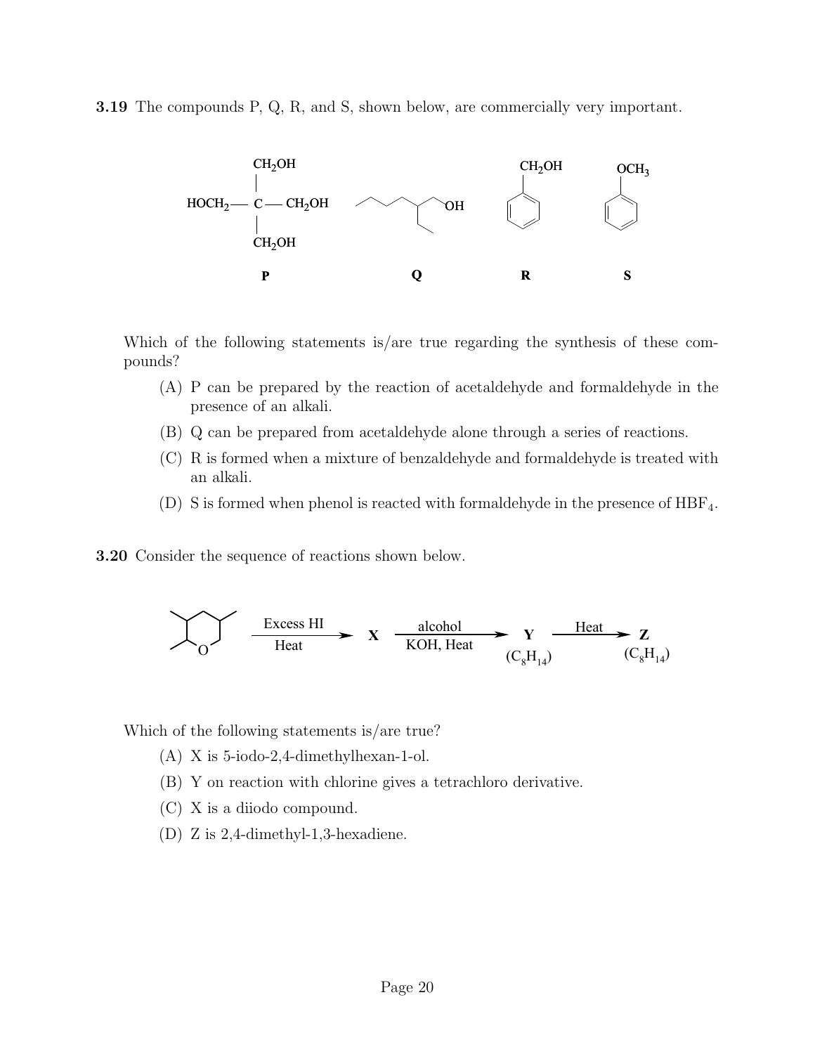**3.19** The compounds P, Q, R, and S, shown below, are commercially very important.

Which of the following statements is/are true regarding the synthesis of these compounds?

(A) P can be prepared by the reaction of acetaldehyde and formaldehyde in the presence of an alkali.

(B) Q can be prepared from acetaldehyde alone through a series of reactions.

(C) R is formed when a mixture of benzaldehyde and formaldehyde is treated with an alkali.

(D) S is formed when phenol is reacted with formaldehyde in the presence of $HBF_4$.

**3.20** Consider the sequence of reactions shown below.

$$\xrightarrow[\text{Heat}]{\text{Excess HI}} \mathbf{X} \xrightarrow[\text{KOH, Heat}]{\text{alcohol}} \underset{(C_8H_{14})}{\mathbf{Y}} \xrightarrow{\text{Heat}} \underset{(C_8H_{14})}{\mathbf{Z}}$$

Which of the following statements is/are true?

(A) X is 5-iodo-2,4-dimethylhexan-1-ol.

(B) Y on reaction with chlorine gives a tetrachloro derivative.

(C) X is a diiodo compound.

(D) Z is 2,4-dimethyl-1,3-hexadiene.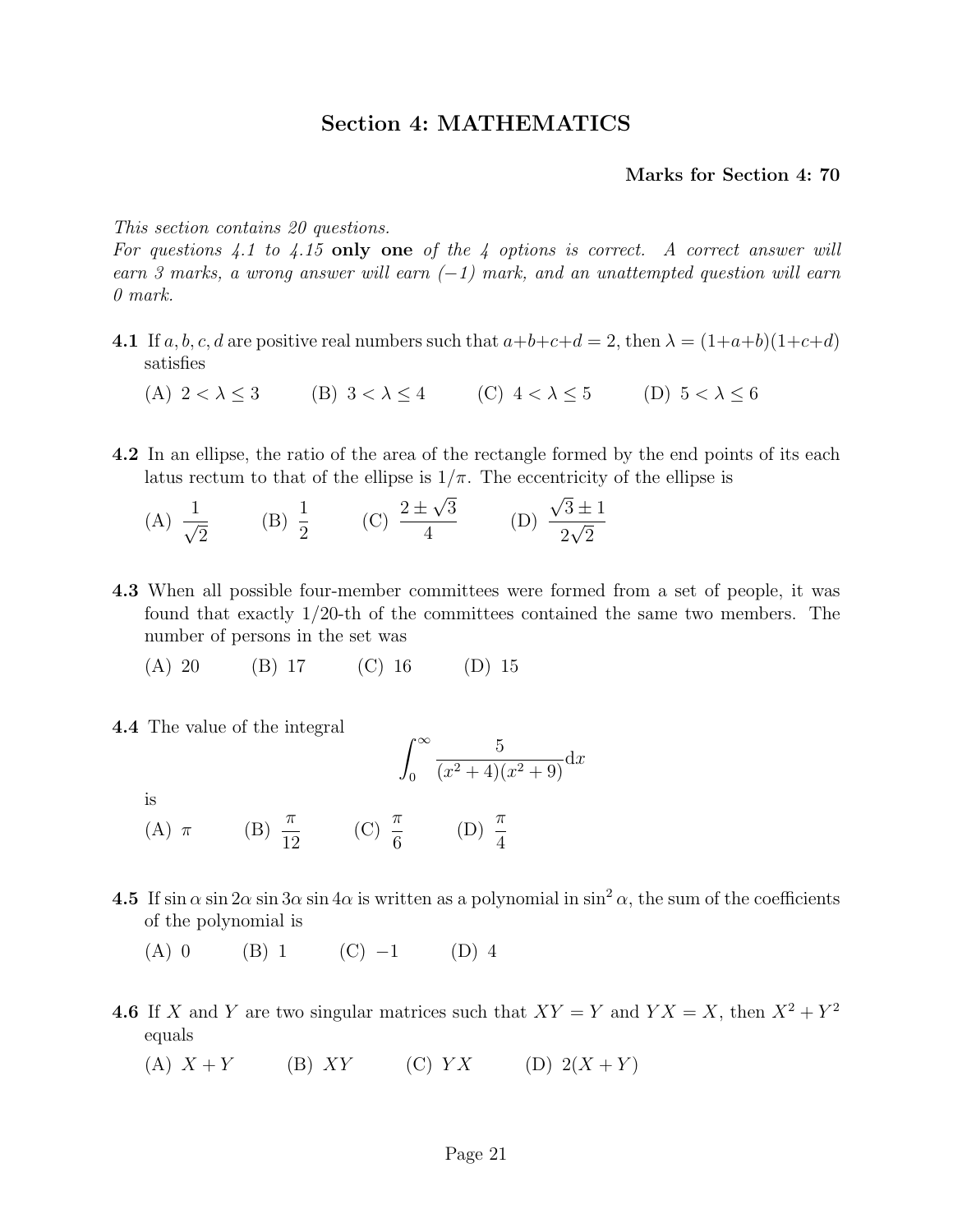## Section 4: MATHEMATICS

**Marks for Section 4: 70**

*This section contains 20 questions.*
*For questions 4.1 to 4.15* **only one** *of the 4 options is correct. A correct answer will earn 3 marks, a wrong answer will earn (−1) mark, and an unattempted question will earn 0 mark.*

**4.1** If $a, b, c, d$ are positive real numbers such that $a+b+c+d = 2$, then $\lambda = (1+a+b)(1+c+d)$ satisfies

(A) $2 < \lambda \leq 3$ (B) $3 < \lambda \leq 4$ (C) $4 < \lambda \leq 5$ (D) $5 < \lambda \leq 6$

**4.2** In an ellipse, the ratio of the area of the rectangle formed by the end points of its each latus rectum to that of the ellipse is $1/\pi$. The eccentricity of the ellipse is

(A) $\dfrac{1}{\sqrt{2}}$ (B) $\dfrac{1}{2}$ (C) $\dfrac{2 \pm \sqrt{3}}{4}$ (D) $\dfrac{\sqrt{3} \pm 1}{2\sqrt{2}}$

**4.3** When all possible four-member committees were formed from a set of people, it was found that exactly 1/20-th of the committees contained the same two members. The number of persons in the set was

(A) 20 (B) 17 (C) 16 (D) 15

**4.4** The value of the integral

$$\int_0^\infty \frac{5}{(x^2+4)(x^2+9)} \mathrm{d}x$$

is

(A) $\pi$ (B) $\dfrac{\pi}{12}$ (C) $\dfrac{\pi}{6}$ (D) $\dfrac{\pi}{4}$

**4.5** If $\sin\alpha \sin 2\alpha \sin 3\alpha \sin 4\alpha$ is written as a polynomial in $\sin^2\alpha$, the sum of the coefficients of the polynomial is

(A) 0 (B) 1 (C) $-1$ (D) 4

**4.6** If $X$ and $Y$ are two singular matrices such that $XY = Y$ and $YX = X$, then $X^2 + Y^2$ equals

(A) $X + Y$ (B) $XY$ (C) $YX$ (D) $2(X+Y)$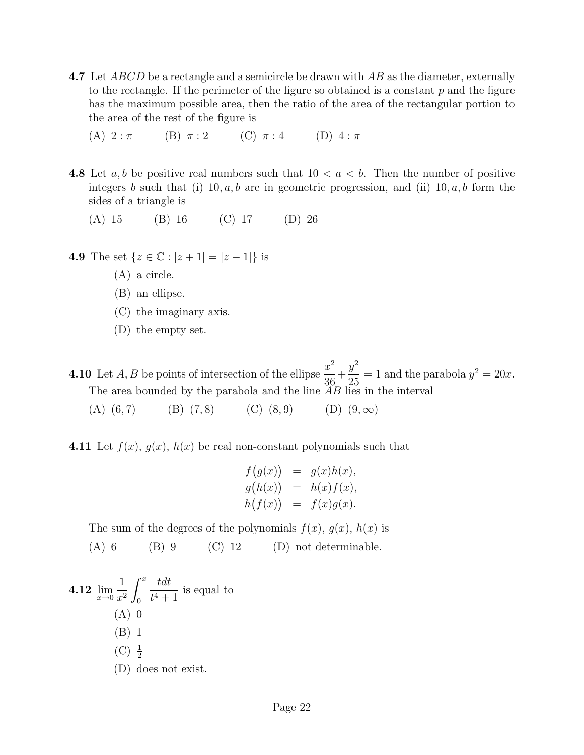**4.7** Let $ABCD$ be a rectangle and a semicircle be drawn with $AB$ as the diameter, externally to the rectangle. If the perimeter of the figure so obtained is a constant $p$ and the figure has the maximum possible area, then the ratio of the area of the rectangular portion to the area of the rest of the figure is

(A) $2 : \pi$ (B) $\pi : 2$ (C) $\pi : 4$ (D) $4 : \pi$

**4.8** Let $a, b$ be positive real numbers such that $10 < a < b$. Then the number of positive integers $b$ such that (i) $10, a, b$ are in geometric progression, and (ii) $10, a, b$ form the sides of a triangle is

(A) 15 (B) 16 (C) 17 (D) 26

**4.9** The set $\{z \in \mathbb{C} : |z + 1| = |z - 1|\}$ is

(A) a circle.

(B) an ellipse.

(C) the imaginary axis.

(D) the empty set.

**4.10** Let $A, B$ be points of intersection of the ellipse $\dfrac{x^2}{36} + \dfrac{y^2}{25} = 1$ and the parabola $y^2 = 20x$. The area bounded by the parabola and the line $AB$ lies in the interval

(A) $(6, 7)$ (B) $(7, 8)$ (C) $(8, 9)$ (D) $(9, \infty)$

**4.11** Let $f(x)$, $g(x)$, $h(x)$ be real non-constant polynomials such that

$$
\begin{aligned}
f\big(g(x)\big) &= g(x)h(x), \\
g\big(h(x)\big) &= h(x)f(x), \\
h\big(f(x)\big) &= f(x)g(x).
\end{aligned}
$$

The sum of the degrees of the polynomials $f(x)$, $g(x)$, $h(x)$ is

(A) 6 (B) 9 (C) 12 (D) not determinable.

**4.12** $\displaystyle\lim_{x \to 0} \frac{1}{x^2} \int_0^x \frac{t\,dt}{t^4 + 1}$ is equal to

(A) 0

(B) 1

(C) $\frac{1}{2}$

(D) does not exist.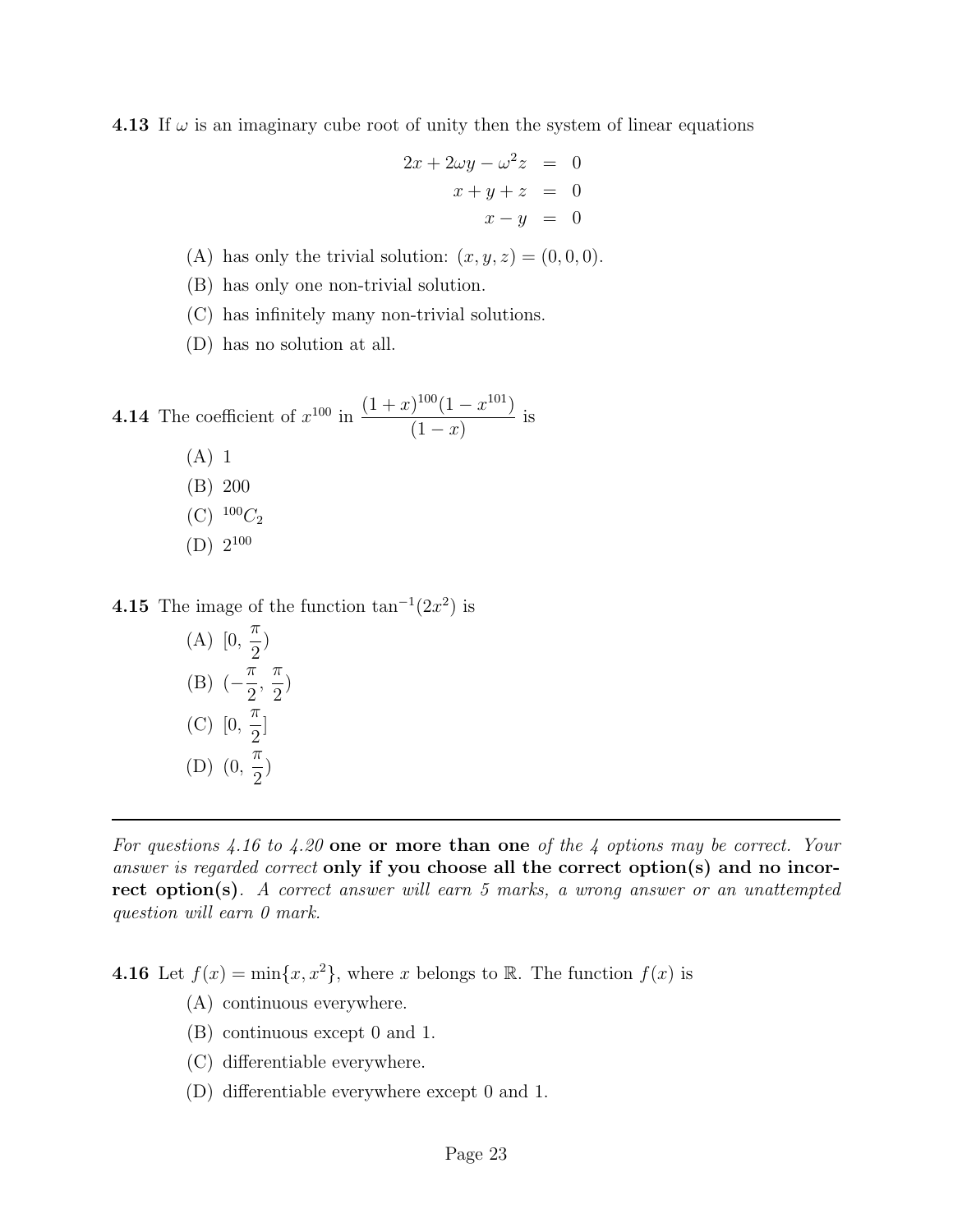**4.13** If $\omega$ is an imaginary cube root of unity then the system of linear equations

$$\begin{aligned} 2x + 2\omega y - \omega^2 z &= 0 \\ x + y + z &= 0 \\ x - y &= 0 \end{aligned}$$

(A) has only the trivial solution: $(x, y, z) = (0, 0, 0)$.

(B) has only one non-trivial solution.

(C) has infinitely many non-trivial solutions.

(D) has no solution at all.

**4.14** The coefficient of $x^{100}$ in $\dfrac{(1+x)^{100}(1-x^{101})}{(1-x)}$ is

(A) 1

(B) 200

(C) ${}^{100}C_2$

(D) $2^{100}$

**4.15** The image of the function $\tan^{-1}(2x^2)$ is

(A) $[0, \frac{\pi}{2})$

(B) $(-\frac{\pi}{2}, \frac{\pi}{2})$

(C) $[0, \frac{\pi}{2}]$

(D) $(0, \frac{\pi}{2})$

---

*For questions 4.16 to 4.20* **one or more than one** *of the 4 options may be correct. Your answer is regarded correct* **only if you choose all the correct option(s) and no incorrect option(s)**. *A correct answer will earn 5 marks, a wrong answer or an unattempted question will earn 0 mark.*

**4.16** Let $f(x) = \min\{x, x^2\}$, where $x$ belongs to $\mathbb{R}$. The function $f(x)$ is

(A) continuous everywhere.

(B) continuous except 0 and 1.

(C) differentiable everywhere.

(D) differentiable everywhere except 0 and 1.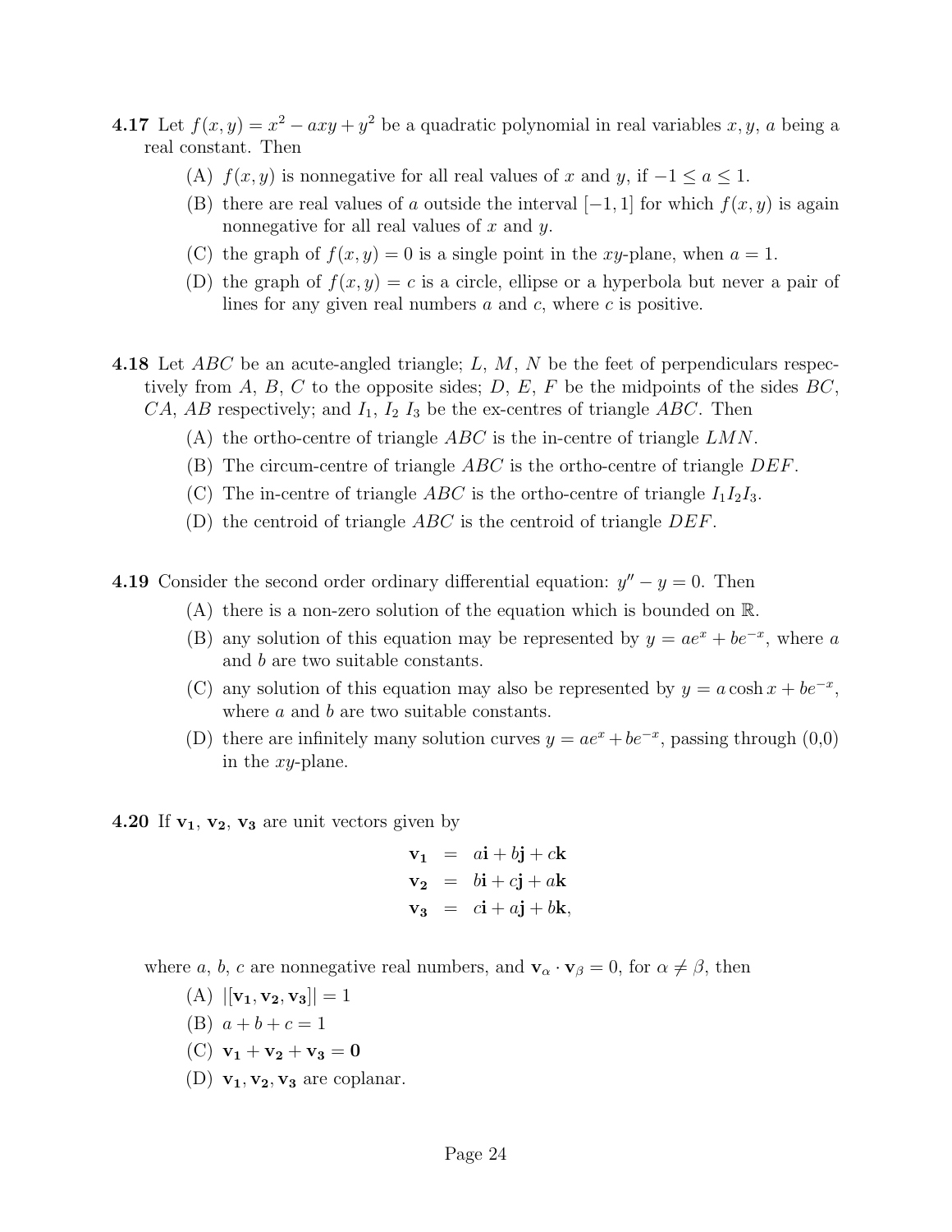**4.17** Let $f(x, y) = x^2 - axy + y^2$ be a quadratic polynomial in real variables $x, y$, $a$ being a real constant. Then

(A) $f(x, y)$ is nonnegative for all real values of $x$ and $y$, if $-1 \leq a \leq 1$.

(B) there are real values of $a$ outside the interval $[-1, 1]$ for which $f(x, y)$ is again nonnegative for all real values of $x$ and $y$.

(C) the graph of $f(x, y) = 0$ is a single point in the $xy$-plane, when $a = 1$.

(D) the graph of $f(x, y) = c$ is a circle, ellipse or a hyperbola but never a pair of lines for any given real numbers $a$ and $c$, where $c$ is positive.

**4.18** Let $ABC$ be an acute-angled triangle; $L$, $M$, $N$ be the feet of perpendiculars respectively from $A$, $B$, $C$ to the opposite sides; $D$, $E$, $F$ be the midpoints of the sides $BC$, $CA$, $AB$ respectively; and $I_1$, $I_2$ $I_3$ be the ex-centres of triangle $ABC$. Then

(A) the ortho-centre of triangle $ABC$ is the in-centre of triangle $LMN$.

(B) The circum-centre of triangle $ABC$ is the ortho-centre of triangle $DEF$.

(C) The in-centre of triangle $ABC$ is the ortho-centre of triangle $I_1I_2I_3$.

(D) the centroid of triangle $ABC$ is the centroid of triangle $DEF$.

**4.19** Consider the second order ordinary differential equation: $y'' - y = 0$. Then

(A) there is a non-zero solution of the equation which is bounded on $\mathbb{R}$.

(B) any solution of this equation may be represented by $y = ae^x + be^{-x}$, where $a$ and $b$ are two suitable constants.

(C) any solution of this equation may also be represented by $y = a \cosh x + be^{-x}$, where $a$ and $b$ are two suitable constants.

(D) there are infinitely many solution curves $y = ae^x + be^{-x}$, passing through (0,0) in the $xy$-plane.

**4.20** If $\mathbf{v_1}$, $\mathbf{v_2}$, $\mathbf{v_3}$ are unit vectors given by

$$
\begin{aligned}
\mathbf{v_1} &= a\mathbf{i} + b\mathbf{j} + c\mathbf{k} \\
\mathbf{v_2} &= b\mathbf{i} + c\mathbf{j} + a\mathbf{k} \\
\mathbf{v_3} &= c\mathbf{i} + a\mathbf{j} + b\mathbf{k},
\end{aligned}
$$

where $a$, $b$, $c$ are nonnegative real numbers, and $\mathbf{v}_\alpha \cdot \mathbf{v}_\beta = 0$, for $\alpha \neq \beta$, then

(A) $|[\mathbf{v_1}, \mathbf{v_2}, \mathbf{v_3}]| = 1$

(B) $a + b + c = 1$

(C) $\mathbf{v_1} + \mathbf{v_2} + \mathbf{v_3} = \mathbf{0}$

(D) $\mathbf{v_1}, \mathbf{v_2}, \mathbf{v_3}$ are coplanar.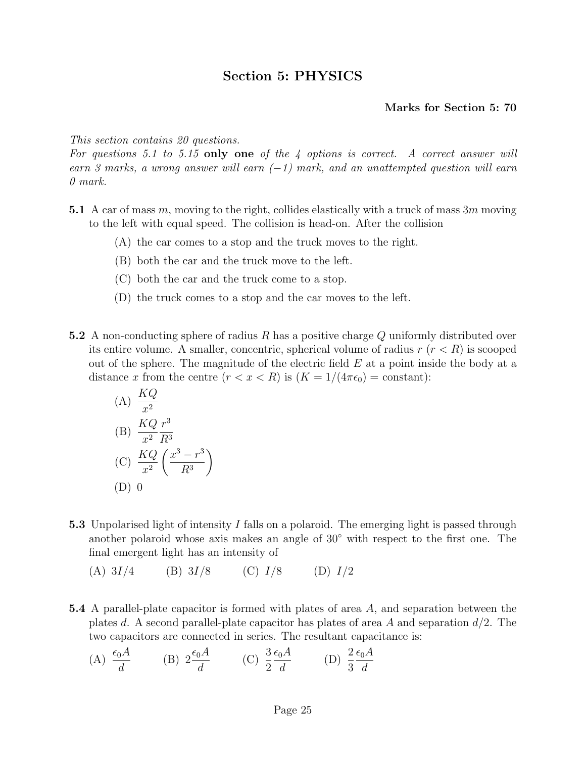## Section 5: PHYSICS

**Marks for Section 5: 70**

*This section contains 20 questions.*
*For questions 5.1 to 5.15* **only one** *of the 4 options is correct. A correct answer will earn 3 marks, a wrong answer will earn (−1) mark, and an unattempted question will earn 0 mark.*

**5.1** A car of mass $m$, moving to the right, collides elastically with a truck of mass $3m$ moving to the left with equal speed. The collision is head-on. After the collision

(A) the car comes to a stop and the truck moves to the right.

(B) both the car and the truck move to the left.

(C) both the car and the truck come to a stop.

(D) the truck comes to a stop and the car moves to the left.

**5.2** A non-conducting sphere of radius $R$ has a positive charge $Q$ uniformly distributed over its entire volume. A smaller, concentric, spherical volume of radius $r$ ($r < R$) is scooped out of the sphere. The magnitude of the electric field $E$ at a point inside the body at a distance $x$ from the centre ($r < x < R$) is ($K = 1/(4\pi\epsilon_0) =$ constant):

(A) $\dfrac{KQ}{x^2}$

(B) $\dfrac{KQ}{x^2}\dfrac{r^3}{R^3}$

(C) $\dfrac{KQ}{x^2}\left(\dfrac{x^3 - r^3}{R^3}\right)$

(D) 0

**5.3** Unpolarised light of intensity $I$ falls on a polaroid. The emerging light is passed through another polaroid whose axis makes an angle of $30^\circ$ with respect to the first one. The final emergent light has an intensity of

(A) $3I/4$ (B) $3I/8$ (C) $I/8$ (D) $I/2$

**5.4** A parallel-plate capacitor is formed with plates of area $A$, and separation between the plates $d$. A second parallel-plate capacitor has plates of area $A$ and separation $d/2$. The two capacitors are connected in series. The resultant capacitance is:

(A) $\dfrac{\epsilon_0 A}{d}$ (B) $2\dfrac{\epsilon_0 A}{d}$ (C) $\dfrac{3}{2}\dfrac{\epsilon_0 A}{d}$ (D) $\dfrac{2}{3}\dfrac{\epsilon_0 A}{d}$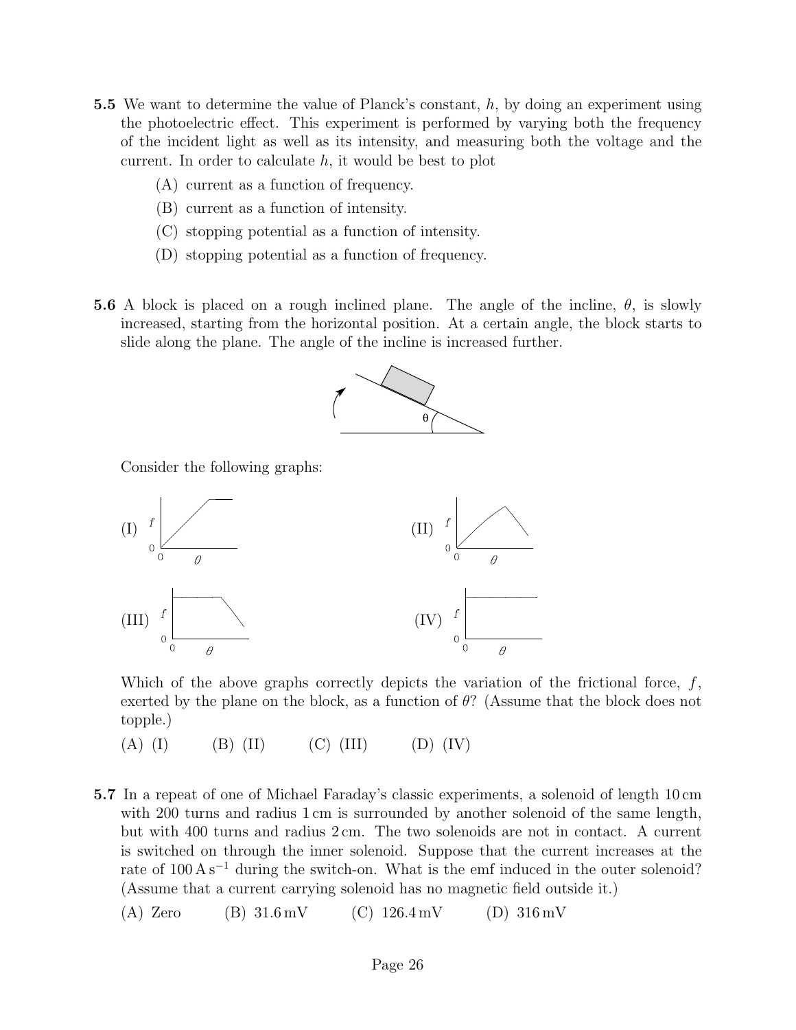**5.5** We want to determine the value of Planck's constant, $h$, by doing an experiment using the photoelectric effect. This experiment is performed by varying both the frequency of the incident light as well as its intensity, and measuring both the voltage and the current. In order to calculate $h$, it would be best to plot

(A) current as a function of frequency.

(B) current as a function of intensity.

(C) stopping potential as a function of intensity.

(D) stopping potential as a function of frequency.

**5.6** A block is placed on a rough inclined plane. The angle of the incline, $\theta$, is slowly increased, starting from the horizontal position. At a certain angle, the block starts to slide along the plane. The angle of the incline is increased further.

Consider the following graphs:

(I) (II) (III) (IV)

Which of the above graphs correctly depicts the variation of the frictional force, $f$, exerted by the plane on the block, as a function of $\theta$? (Assume that the block does not topple.)

(A) (I) (B) (II) (C) (III) (D) (IV)

**5.7** In a repeat of one of Michael Faraday's classic experiments, a solenoid of length 10 cm with 200 turns and radius 1 cm is surrounded by another solenoid of the same length, but with 400 turns and radius 2 cm. The two solenoids are not in contact. A current is switched on through the inner solenoid. Suppose that the current increases at the rate of $100\,\mathrm{A\,s^{-1}}$ during the switch-on. What is the emf induced in the outer solenoid? (Assume that a current carrying solenoid has no magnetic field outside it.)

(A) Zero (B) 31.6 mV (C) 126.4 mV (D) 316 mV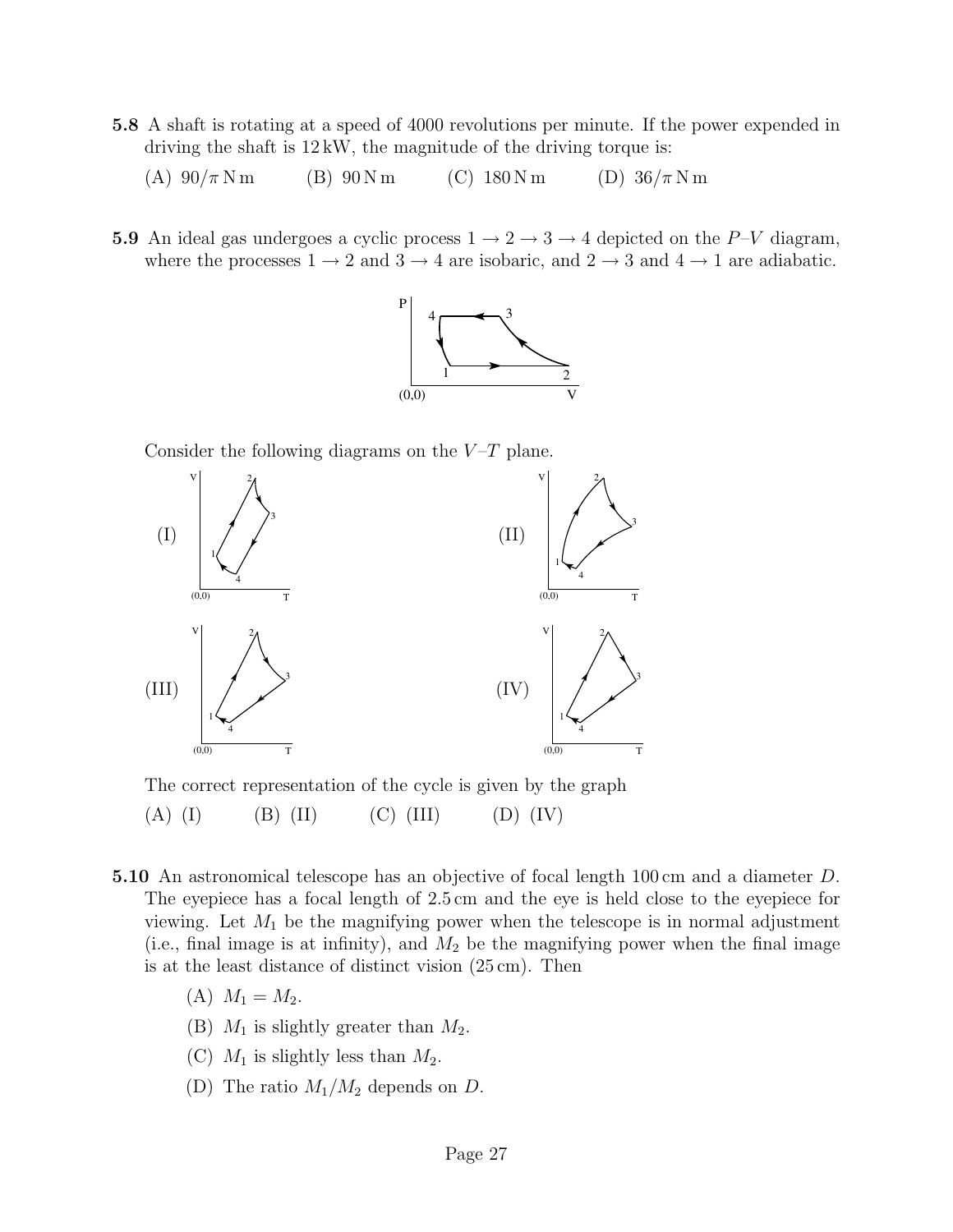**5.8** A shaft is rotating at a speed of 4000 revolutions per minute. If the power expended in driving the shaft is 12 kW, the magnitude of the driving torque is:

(A) $90/\pi$ N m (B) 90 N m (C) 180 N m (D) $36/\pi$ N m

**5.9** An ideal gas undergoes a cyclic process $1 \to 2 \to 3 \to 4$ depicted on the $P$–$V$ diagram, where the processes $1 \to 2$ and $3 \to 4$ are isobaric, and $2 \to 3$ and $4 \to 1$ are adiabatic.

Consider the following diagrams on the $V$–$T$ plane.

(I)

(II)

(III)

(IV)

The correct representation of the cycle is given by the graph

(A) (I) (B) (II) (C) (III) (D) (IV)

**5.10** An astronomical telescope has an objective of focal length 100 cm and a diameter $D$. The eyepiece has a focal length of 2.5 cm and the eye is held close to the eyepiece for viewing. Let $M_1$ be the magnifying power when the telescope is in normal adjustment (i.e., final image is at infinity), and $M_2$ be the magnifying power when the final image is at the least distance of distinct vision (25 cm). Then

(A) $M_1 = M_2$.

(B) $M_1$ is slightly greater than $M_2$.

(C) $M_1$ is slightly less than $M_2$.

(D) The ratio $M_1/M_2$ depends on $D$.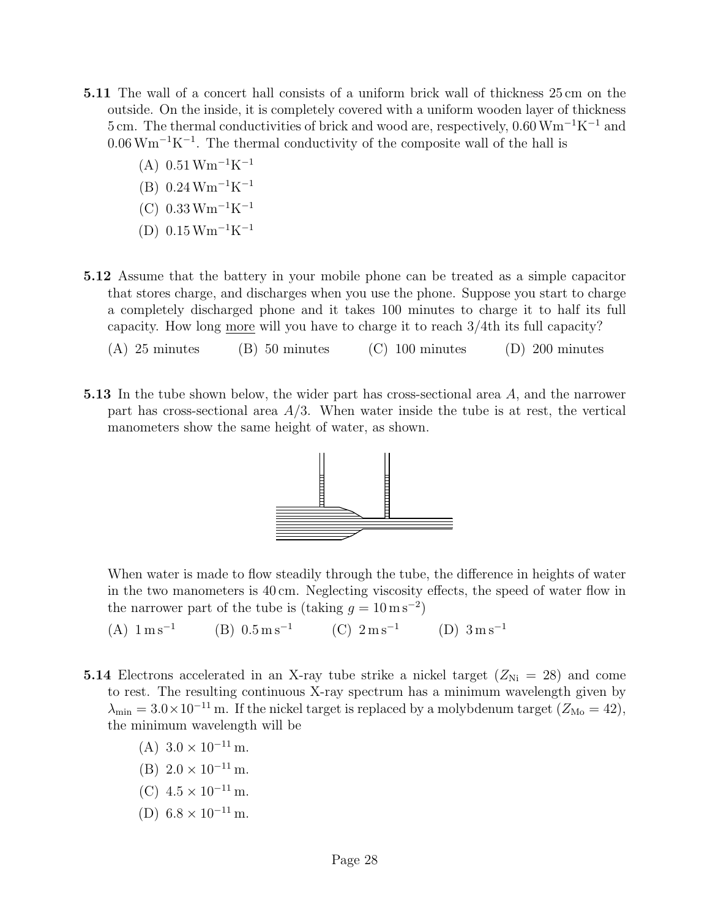**5.11** The wall of a concert hall consists of a uniform brick wall of thickness 25 cm on the outside. On the inside, it is completely covered with a uniform wooden layer of thickness 5 cm. The thermal conductivities of brick and wood are, respectively, $0.60\,\mathrm{Wm^{-1}K^{-1}}$ and $0.06\,\mathrm{Wm^{-1}K^{-1}}$. The thermal conductivity of the composite wall of the hall is

(A) $0.51\,\mathrm{Wm^{-1}K^{-1}}$

(B) $0.24\,\mathrm{Wm^{-1}K^{-1}}$

(C) $0.33\,\mathrm{Wm^{-1}K^{-1}}$

(D) $0.15\,\mathrm{Wm^{-1}K^{-1}}$

**5.12** Assume that the battery in your mobile phone can be treated as a simple capacitor that stores charge, and discharges when you use the phone. Suppose you start to charge a completely discharged phone and it takes 100 minutes to charge it to half its full capacity. How long more will you have to charge it to reach 3/4th its full capacity?

(A) 25 minutes (B) 50 minutes (C) 100 minutes (D) 200 minutes

**5.13** In the tube shown below, the wider part has cross-sectional area $A$, and the narrower part has cross-sectional area $A/3$. When water inside the tube is at rest, the vertical manometers show the same height of water, as shown.

When water is made to flow steadily through the tube, the difference in heights of water in the two manometers is 40 cm. Neglecting viscosity effects, the speed of water flow in the narrower part of the tube is (taking $g = 10\,\mathrm{m\,s^{-2}}$)

(A) $1\,\mathrm{m\,s^{-1}}$ (B) $0.5\,\mathrm{m\,s^{-1}}$ (C) $2\,\mathrm{m\,s^{-1}}$ (D) $3\,\mathrm{m\,s^{-1}}$

**5.14** Electrons accelerated in an X-ray tube strike a nickel target ($Z_{\mathrm{Ni}} = 28$) and come to rest. The resulting continuous X-ray spectrum has a minimum wavelength given by $\lambda_{\min} = 3.0 \times 10^{-11}\,\mathrm{m}$. If the nickel target is replaced by a molybdenum target ($Z_{\mathrm{Mo}} = 42$), the minimum wavelength will be

(A) $3.0 \times 10^{-11}\,\mathrm{m}$.

(B) $2.0 \times 10^{-11}\,\mathrm{m}$.

(C) $4.5 \times 10^{-11}\,\mathrm{m}$.

(D) $6.8 \times 10^{-11}\,\mathrm{m}$.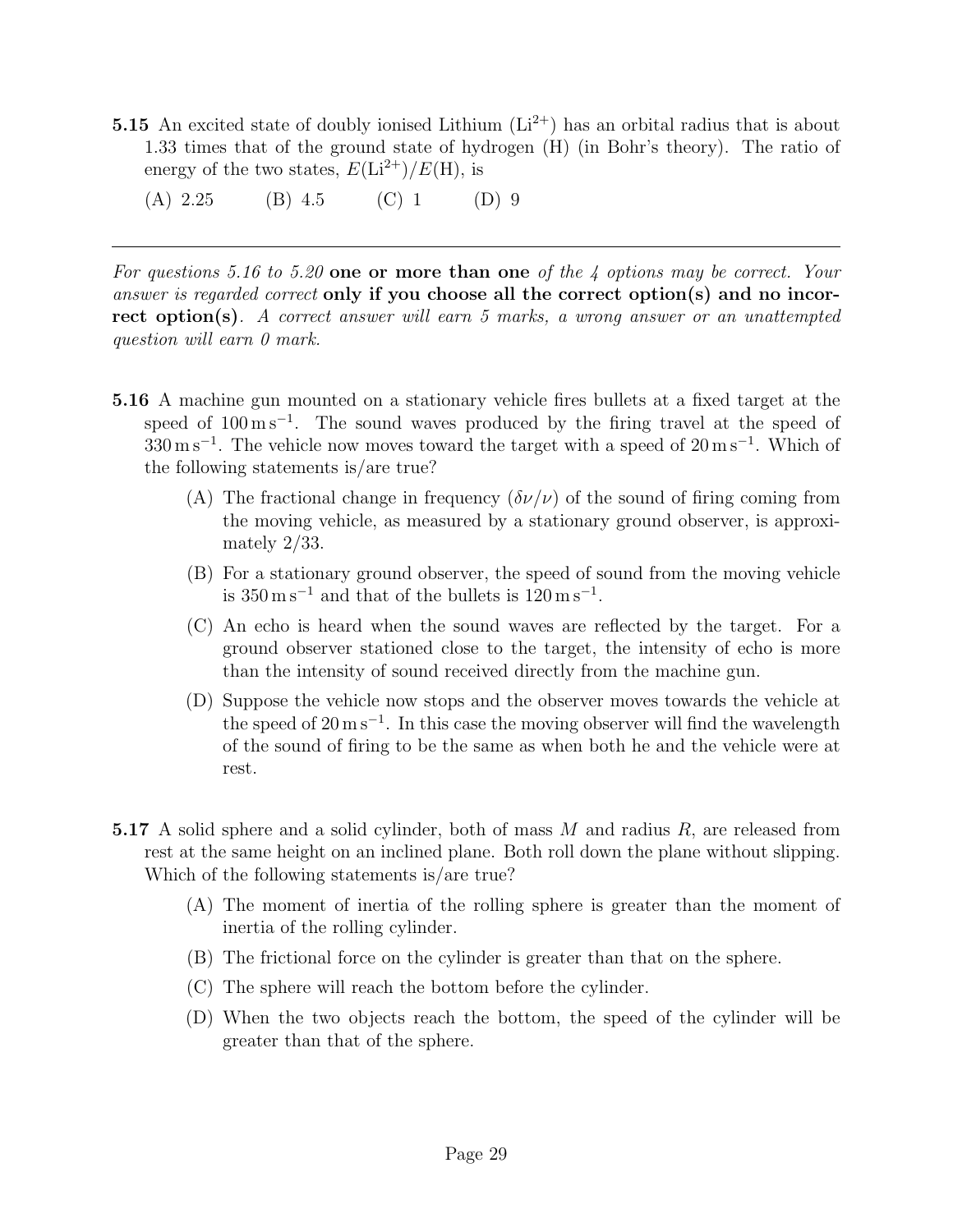**5.15** An excited state of doubly ionised Lithium ($Li^{2+}$) has an orbital radius that is about 1.33 times that of the ground state of hydrogen (H) (in Bohr's theory). The ratio of energy of the two states, $E(Li^{2+})/E(H)$, is

(A) 2.25 (B) 4.5 (C) 1 (D) 9

---

*For questions 5.16 to 5.20* **one or more than one** *of the 4 options may be correct. Your answer is regarded correct* **only if you choose all the correct option(s) and no incorrect option(s)**. *A correct answer will earn 5 marks, a wrong answer or an unattempted question will earn 0 mark.*

**5.16** A machine gun mounted on a stationary vehicle fires bullets at a fixed target at the speed of $100\,\mathrm{m\,s^{-1}}$. The sound waves produced by the firing travel at the speed of $330\,\mathrm{m\,s^{-1}}$. The vehicle now moves toward the target with a speed of $20\,\mathrm{m\,s^{-1}}$. Which of the following statements is/are true?

(A) The fractional change in frequency ($\delta\nu/\nu$) of the sound of firing coming from the moving vehicle, as measured by a stationary ground observer, is approximately 2/33.

(B) For a stationary ground observer, the speed of sound from the moving vehicle is $350\,\mathrm{m\,s^{-1}}$ and that of the bullets is $120\,\mathrm{m\,s^{-1}}$.

(C) An echo is heard when the sound waves are reflected by the target. For a ground observer stationed close to the target, the intensity of echo is more than the intensity of sound received directly from the machine gun.

(D) Suppose the vehicle now stops and the observer moves towards the vehicle at the speed of $20\,\mathrm{m\,s^{-1}}$. In this case the moving observer will find the wavelength of the sound of firing to be the same as when both he and the vehicle were at rest.

**5.17** A solid sphere and a solid cylinder, both of mass $M$ and radius $R$, are released from rest at the same height on an inclined plane. Both roll down the plane without slipping. Which of the following statements is/are true?

(A) The moment of inertia of the rolling sphere is greater than the moment of inertia of the rolling cylinder.

(B) The frictional force on the cylinder is greater than that on the sphere.

(C) The sphere will reach the bottom before the cylinder.

(D) When the two objects reach the bottom, the speed of the cylinder will be greater than that of the sphere.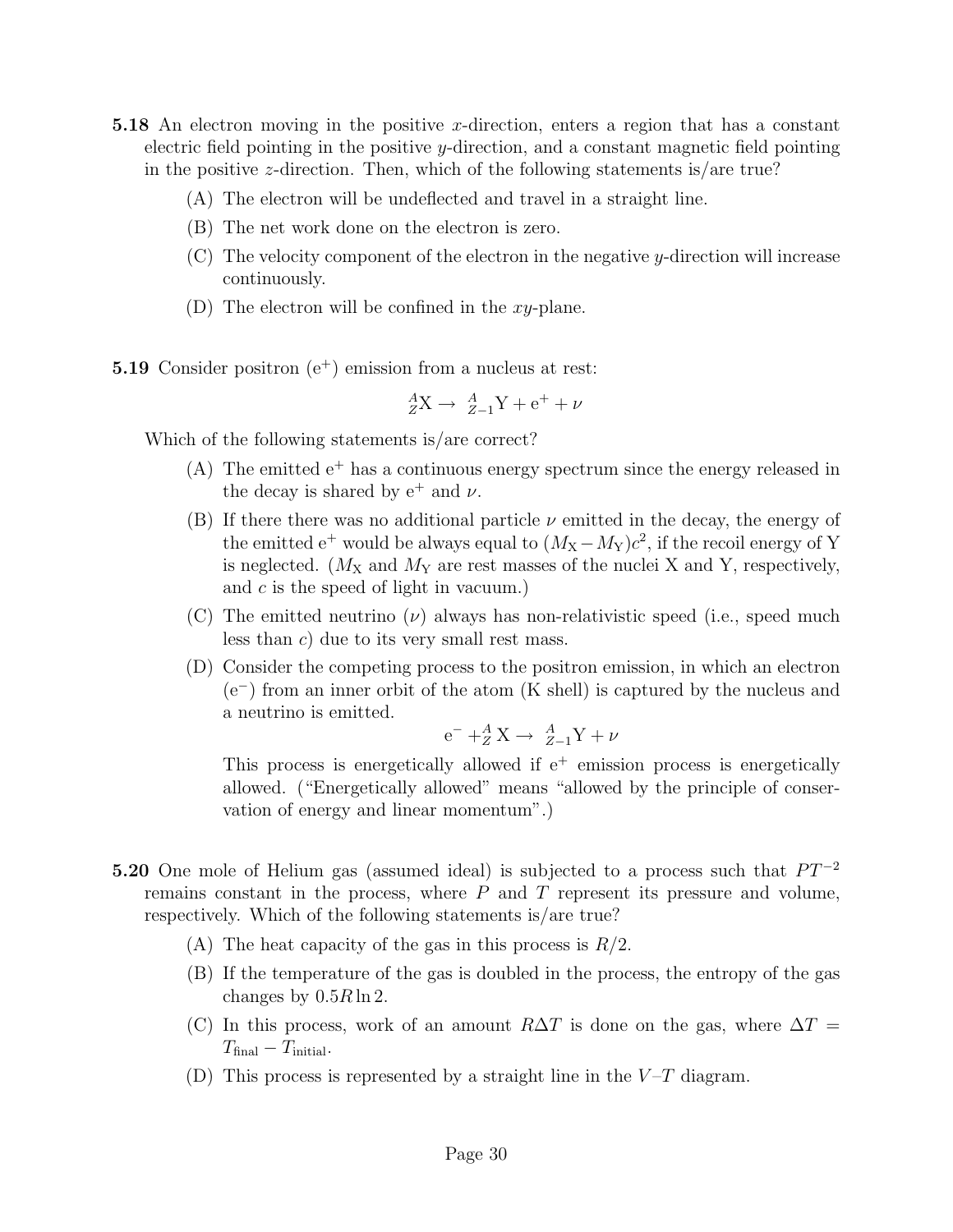**5.18** An electron moving in the positive $x$-direction, enters a region that has a constant electric field pointing in the positive $y$-direction, and a constant magnetic field pointing in the positive $z$-direction. Then, which of the following statements is/are true?

(A) The electron will be undeflected and travel in a straight line.

(B) The net work done on the electron is zero.

(C) The velocity component of the electron in the negative $y$-direction will increase continuously.

(D) The electron will be confined in the $xy$-plane.

**5.19** Consider positron ($e^+$) emission from a nucleus at rest:

$$ {}^{A}_{Z}\mathrm{X} \rightarrow {}^{A}_{Z-1}\mathrm{Y} + \mathrm{e}^{+} + \nu $$

Which of the following statements is/are correct?

(A) The emitted $e^+$ has a continuous energy spectrum since the energy released in the decay is shared by $e^+$ and $\nu$.

(B) If there there was no additional particle $\nu$ emitted in the decay, the energy of the emitted $e^+$ would be always equal to $(M_X - M_Y)c^2$, if the recoil energy of Y is neglected. ($M_X$ and $M_Y$ are rest masses of the nuclei X and Y, respectively, and $c$ is the speed of light in vacuum.)

(C) The emitted neutrino ($\nu$) always has non-relativistic speed (i.e., speed much less than $c$) due to its very small rest mass.

(D) Consider the competing process to the positron emission, in which an electron ($e^-$) from an inner orbit of the atom (K shell) is captured by the nucleus and a neutrino is emitted.

$$ \mathrm{e}^{-} + {}^{A}_{Z}\mathrm{X} \rightarrow {}^{A}_{Z-1}\mathrm{Y} + \nu $$

This process is energetically allowed if $e^+$ emission process is energetically allowed. ("Energetically allowed" means "allowed by the principle of conservation of energy and linear momentum".)

**5.20** One mole of Helium gas (assumed ideal) is subjected to a process such that $PT^{-2}$ remains constant in the process, where $P$ and $T$ represent its pressure and volume, respectively. Which of the following statements is/are true?

(A) The heat capacity of the gas in this process is $R/2$.

(B) If the temperature of the gas is doubled in the process, the entropy of the gas changes by $0.5R \ln 2$.

(C) In this process, work of an amount $R\Delta T$ is done on the gas, where $\Delta T = T_{\text{final}} - T_{\text{initial}}$.

(D) This process is represented by a straight line in the $V$–$T$ diagram.